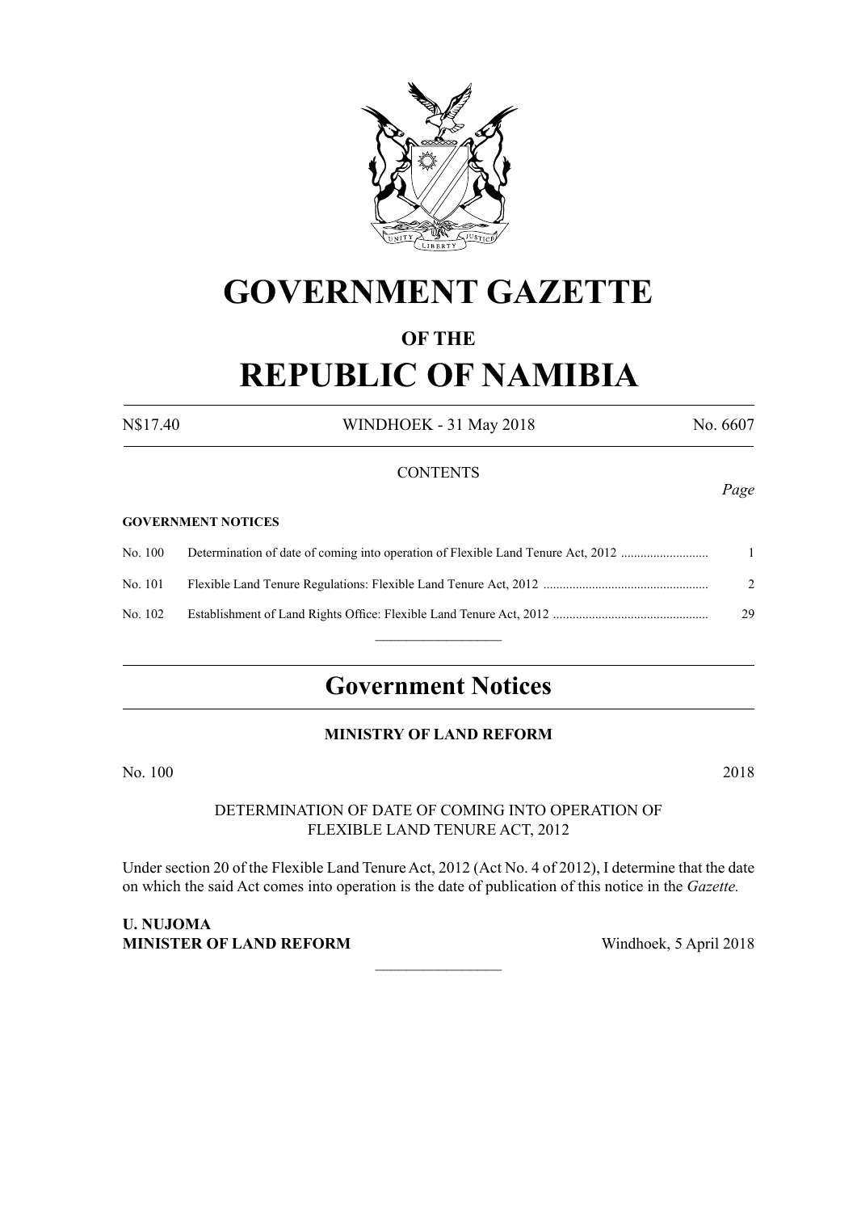# GOVERNMENT GAZETTE

## OF THE

# REPUBLIC OF NAMIBIA

N$17.40 WINDHOEK - 31 May 2018 No. 6607

CONTENTS

*Page*

**GOVERNMENT NOTICES**

| | | |
|---|---|---|
| No. 100 | Determination of date of coming into operation of Flexible Land Tenure Act, 2012 | 1 |
| No. 101 | Flexible Land Tenure Regulations: Flexible Land Tenure Act, 2012 | 2 |
| No. 102 | Establishment of Land Rights Office: Flexible Land Tenure Act, 2012 | 29 |

## Government Notices

**MINISTRY OF LAND REFORM**

No. 100 2018

DETERMINATION OF DATE OF COMING INTO OPERATION OF FLEXIBLE LAND TENURE ACT, 2012

Under section 20 of the Flexible Land Tenure Act, 2012 (Act No. 4 of 2012), I determine that the date on which the said Act comes into operation is the date of publication of this notice in the *Gazette.*

**U. NUJOMA**
**MINISTER OF LAND REFORM** Windhoek, 5 April 2018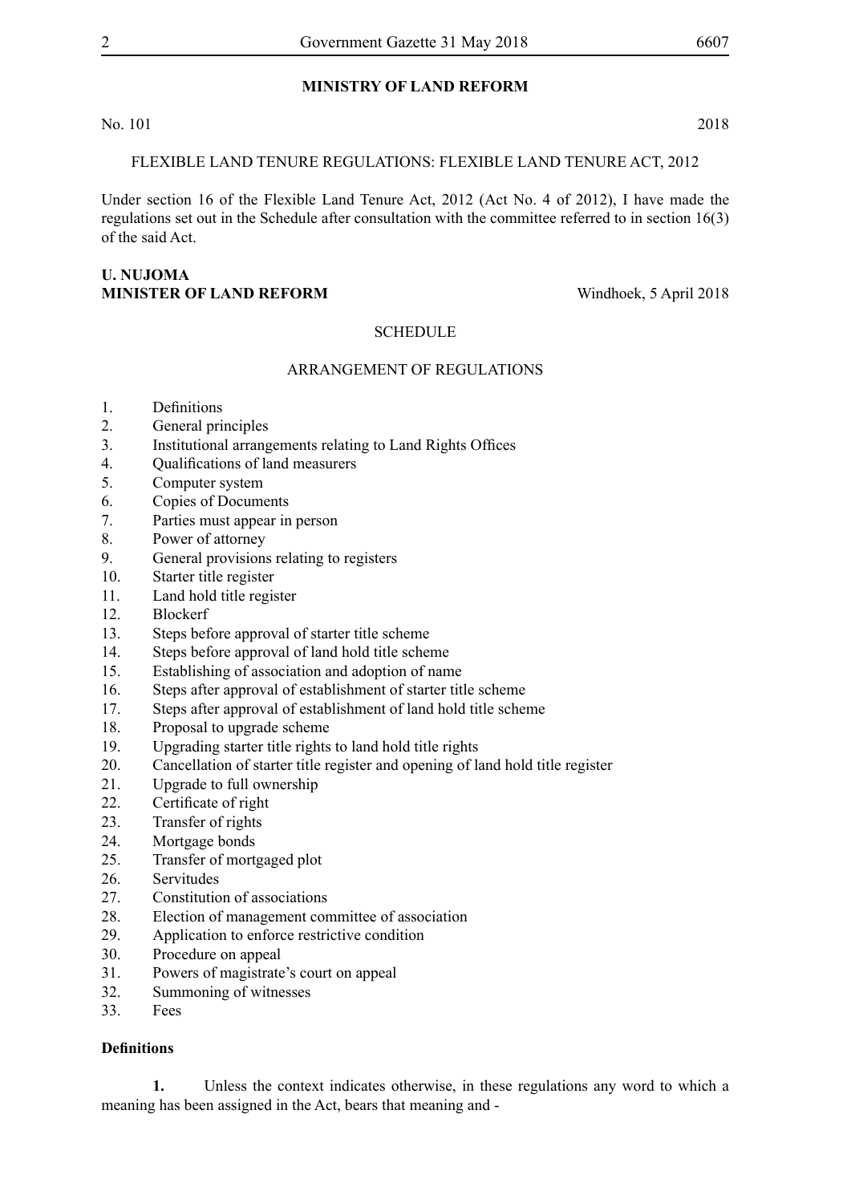**MINISTRY OF LAND REFORM**

No. 101 2018

FLEXIBLE LAND TENURE REGULATIONS: FLEXIBLE LAND TENURE ACT, 2012

Under section 16 of the Flexible Land Tenure Act, 2012 (Act No. 4 of 2012), I have made the regulations set out in the Schedule after consultation with the committee referred to in section 16(3) of the said Act.

**U. NUJOMA**
**MINISTER OF LAND REFORM** Windhoek, 5 April 2018

SCHEDULE

ARRANGEMENT OF REGULATIONS

1. Definitions
2. General principles
3. Institutional arrangements relating to Land Rights Offices
4. Qualifications of land measurers
5. Computer system
6. Copies of Documents
7. Parties must appear in person
8. Power of attorney
9. General provisions relating to registers
10. Starter title register
11. Land hold title register
12. Blockerf
13. Steps before approval of starter title scheme
14. Steps before approval of land hold title scheme
15. Establishing of association and adoption of name
16. Steps after approval of establishment of starter title scheme
17. Steps after approval of establishment of land hold title scheme
18. Proposal to upgrade scheme
19. Upgrading starter title rights to land hold title rights
20. Cancellation of starter title register and opening of land hold title register
21. Upgrade to full ownership
22. Certificate of right
23. Transfer of rights
24. Mortgage bonds
25. Transfer of mortgaged plot
26. Servitudes
27. Constitution of associations
28. Election of management committee of association
29. Application to enforce restrictive condition
30. Procedure on appeal
31. Powers of magistrate's court on appeal
32. Summoning of witnesses
33. Fees

**Definitions**

**1.** Unless the context indicates otherwise, in these regulations any word to which a meaning has been assigned in the Act, bears that meaning and -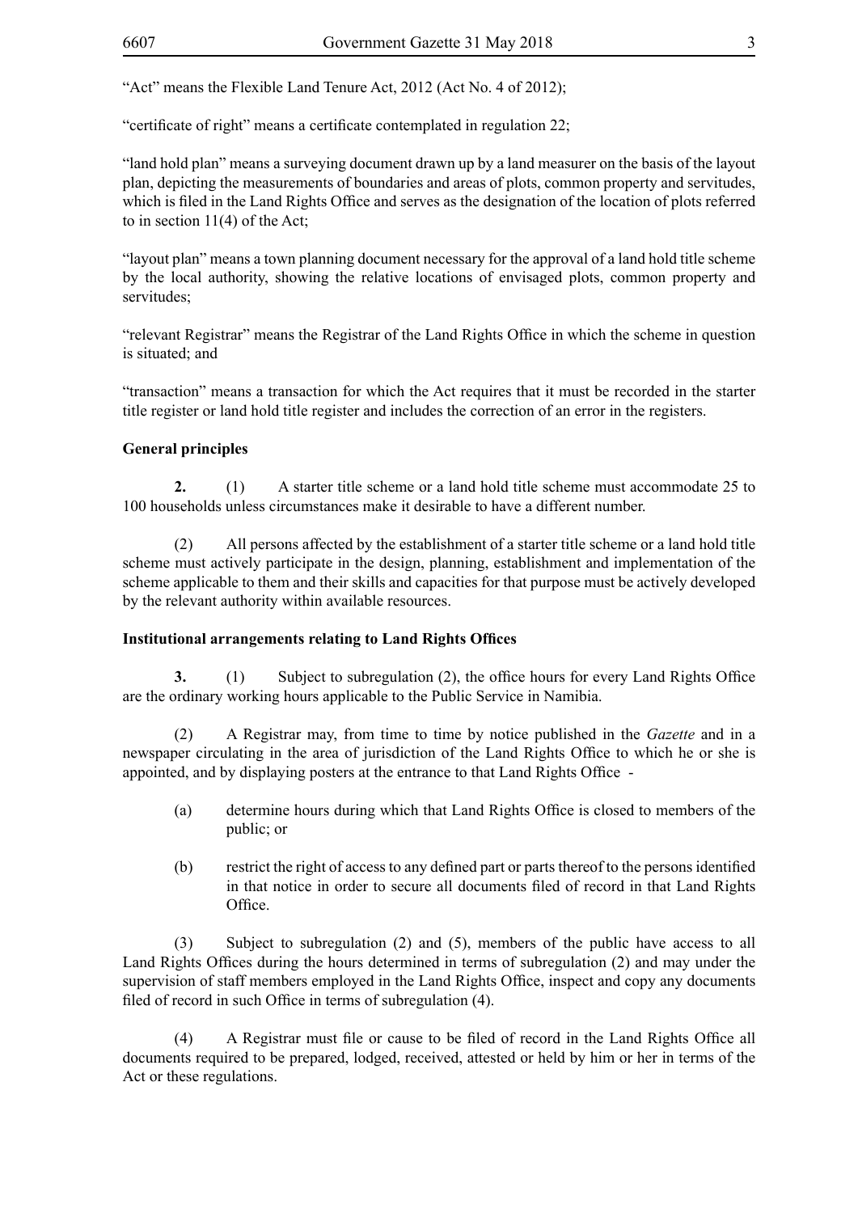"Act" means the Flexible Land Tenure Act, 2012 (Act No. 4 of 2012);

"certificate of right" means a certificate contemplated in regulation 22;

"land hold plan" means a surveying document drawn up by a land measurer on the basis of the layout plan, depicting the measurements of boundaries and areas of plots, common property and servitudes, which is filed in the Land Rights Office and serves as the designation of the location of plots referred to in section 11(4) of the Act;

"layout plan" means a town planning document necessary for the approval of a land hold title scheme by the local authority, showing the relative locations of envisaged plots, common property and servitudes;

"relevant Registrar" means the Registrar of the Land Rights Office in which the scheme in question is situated; and

"transaction" means a transaction for which the Act requires that it must be recorded in the starter title register or land hold title register and includes the correction of an error in the registers.

**General principles**

**2.** (1) A starter title scheme or a land hold title scheme must accommodate 25 to 100 households unless circumstances make it desirable to have a different number.

(2) All persons affected by the establishment of a starter title scheme or a land hold title scheme must actively participate in the design, planning, establishment and implementation of the scheme applicable to them and their skills and capacities for that purpose must be actively developed by the relevant authority within available resources.

**Institutional arrangements relating to Land Rights Offices**

**3.** (1) Subject to subregulation (2), the office hours for every Land Rights Office are the ordinary working hours applicable to the Public Service in Namibia.

(2) A Registrar may, from time to time by notice published in the *Gazette* and in a newspaper circulating in the area of jurisdiction of the Land Rights Office to which he or she is appointed, and by displaying posters at the entrance to that Land Rights Office -

(a) determine hours during which that Land Rights Office is closed to members of the public; or

(b) restrict the right of access to any defined part or parts thereof to the persons identified in that notice in order to secure all documents filed of record in that Land Rights Office.

(3) Subject to subregulation (2) and (5), members of the public have access to all Land Rights Offices during the hours determined in terms of subregulation (2) and may under the supervision of staff members employed in the Land Rights Office, inspect and copy any documents filed of record in such Office in terms of subregulation (4).

(4) A Registrar must file or cause to be filed of record in the Land Rights Office all documents required to be prepared, lodged, received, attested or held by him or her in terms of the Act or these regulations.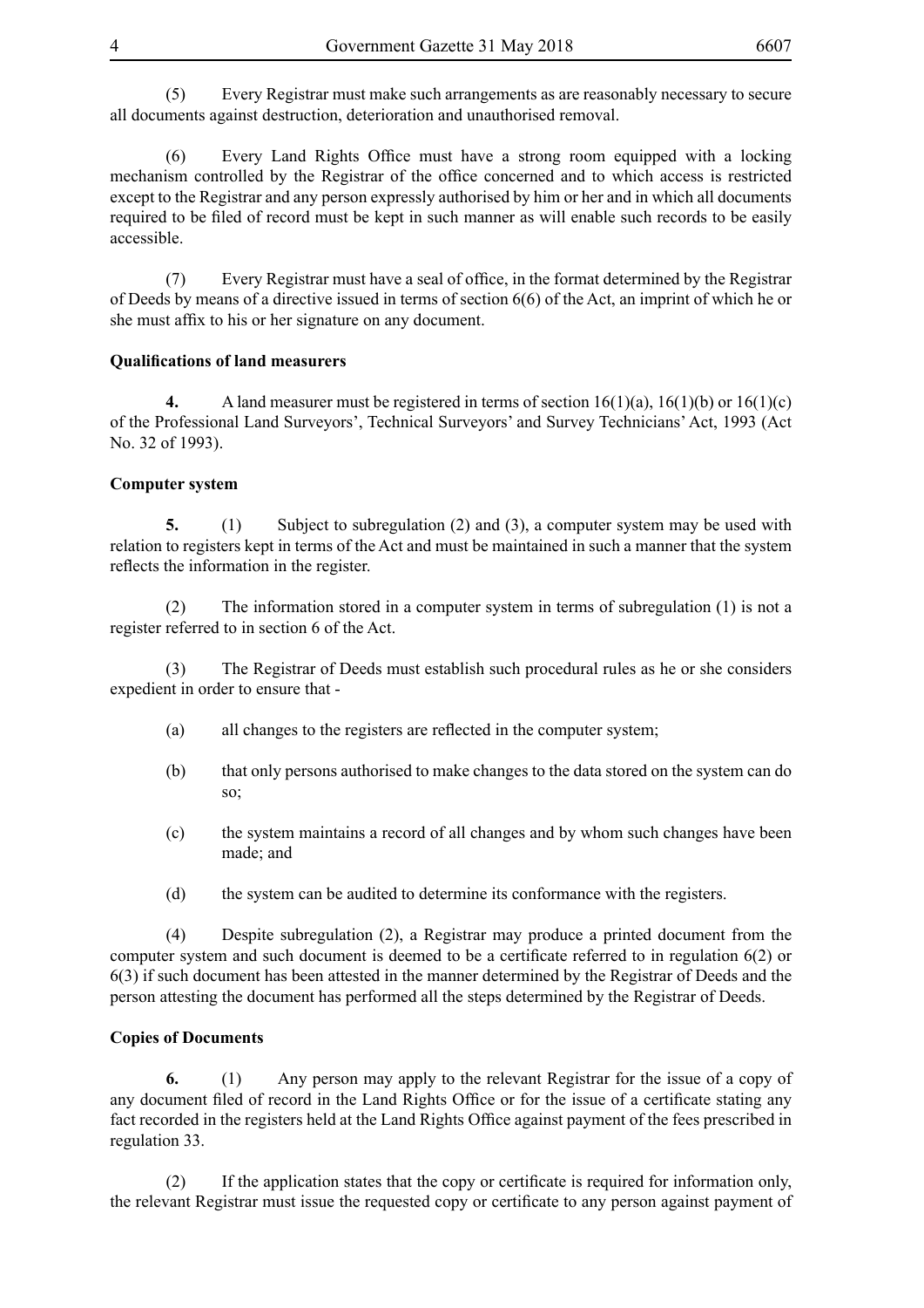(5) Every Registrar must make such arrangements as are reasonably necessary to secure all documents against destruction, deterioration and unauthorised removal.

(6) Every Land Rights Office must have a strong room equipped with a locking mechanism controlled by the Registrar of the office concerned and to which access is restricted except to the Registrar and any person expressly authorised by him or her and in which all documents required to be filed of record must be kept in such manner as will enable such records to be easily accessible.

(7) Every Registrar must have a seal of office, in the format determined by the Registrar of Deeds by means of a directive issued in terms of section 6(6) of the Act, an imprint of which he or she must affix to his or her signature on any document.

**Qualifications of land measurers**

**4.** A land measurer must be registered in terms of section 16(1)(a), 16(1)(b) or 16(1)(c) of the Professional Land Surveyors', Technical Surveyors' and Survey Technicians' Act, 1993 (Act No. 32 of 1993).

**Computer system**

**5.** (1) Subject to subregulation (2) and (3), a computer system may be used with relation to registers kept in terms of the Act and must be maintained in such a manner that the system reflects the information in the register.

(2) The information stored in a computer system in terms of subregulation (1) is not a register referred to in section 6 of the Act.

(3) The Registrar of Deeds must establish such procedural rules as he or she considers expedient in order to ensure that -

(a) all changes to the registers are reflected in the computer system;

(b) that only persons authorised to make changes to the data stored on the system can do so;

(c) the system maintains a record of all changes and by whom such changes have been made; and

(d) the system can be audited to determine its conformance with the registers.

(4) Despite subregulation (2), a Registrar may produce a printed document from the computer system and such document is deemed to be a certificate referred to in regulation 6(2) or 6(3) if such document has been attested in the manner determined by the Registrar of Deeds and the person attesting the document has performed all the steps determined by the Registrar of Deeds.

**Copies of Documents**

**6.** (1) Any person may apply to the relevant Registrar for the issue of a copy of any document filed of record in the Land Rights Office or for the issue of a certificate stating any fact recorded in the registers held at the Land Rights Office against payment of the fees prescribed in regulation 33.

(2) If the application states that the copy or certificate is required for information only, the relevant Registrar must issue the requested copy or certificate to any person against payment of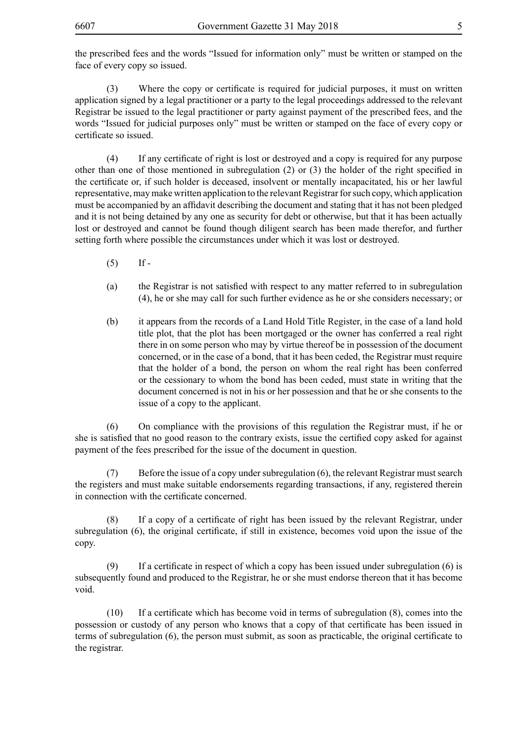the prescribed fees and the words "Issued for information only" must be written or stamped on the face of every copy so issued.

(3) Where the copy or certificate is required for judicial purposes, it must on written application signed by a legal practitioner or a party to the legal proceedings addressed to the relevant Registrar be issued to the legal practitioner or party against payment of the prescribed fees, and the words "Issued for judicial purposes only" must be written or stamped on the face of every copy or certificate so issued.

(4) If any certificate of right is lost or destroyed and a copy is required for any purpose other than one of those mentioned in subregulation (2) or (3) the holder of the right specified in the certificate or, if such holder is deceased, insolvent or mentally incapacitated, his or her lawful representative, may make written application to the relevant Registrar for such copy, which application must be accompanied by an affidavit describing the document and stating that it has not been pledged and it is not being detained by any one as security for debt or otherwise, but that it has been actually lost or destroyed and cannot be found though diligent search has been made therefor, and further setting forth where possible the circumstances under which it was lost or destroyed.

(5) If -

(a) the Registrar is not satisfied with respect to any matter referred to in subregulation (4), he or she may call for such further evidence as he or she considers necessary; or

(b) it appears from the records of a Land Hold Title Register, in the case of a land hold title plot, that the plot has been mortgaged or the owner has conferred a real right there in on some person who may by virtue thereof be in possession of the document concerned, or in the case of a bond, that it has been ceded, the Registrar must require that the holder of a bond, the person on whom the real right has been conferred or the cessionary to whom the bond has been ceded, must state in writing that the document concerned is not in his or her possession and that he or she consents to the issue of a copy to the applicant.

(6) On compliance with the provisions of this regulation the Registrar must, if he or she is satisfied that no good reason to the contrary exists, issue the certified copy asked for against payment of the fees prescribed for the issue of the document in question.

(7) Before the issue of a copy under subregulation (6), the relevant Registrar must search the registers and must make suitable endorsements regarding transactions, if any, registered therein in connection with the certificate concerned.

(8) If a copy of a certificate of right has been issued by the relevant Registrar, under subregulation (6), the original certificate, if still in existence, becomes void upon the issue of the copy.

(9) If a certificate in respect of which a copy has been issued under subregulation (6) is subsequently found and produced to the Registrar, he or she must endorse thereon that it has become void.

(10) If a certificate which has become void in terms of subregulation (8), comes into the possession or custody of any person who knows that a copy of that certificate has been issued in terms of subregulation (6), the person must submit, as soon as practicable, the original certificate to the registrar.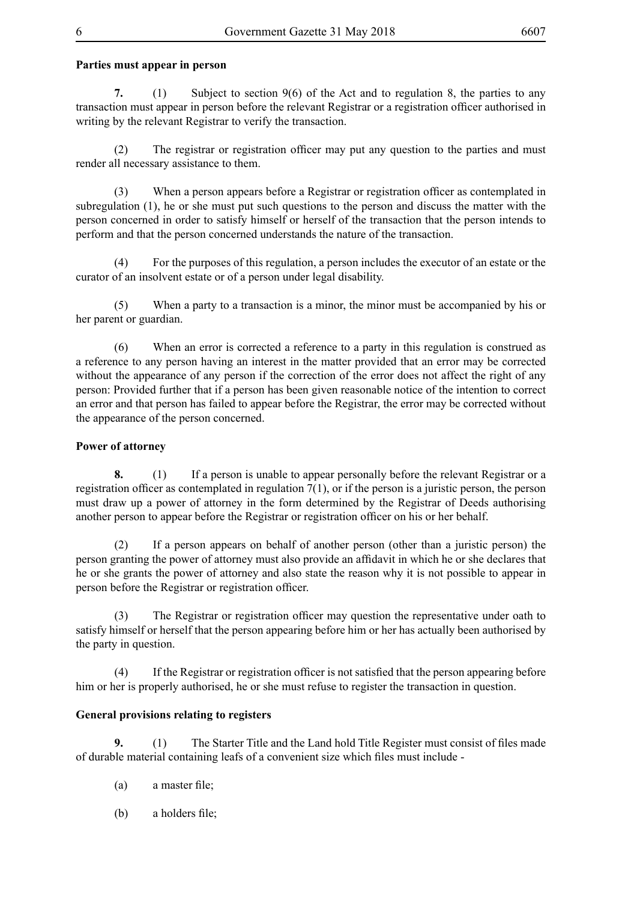**Parties must appear in person**

**7.** (1) Subject to section 9(6) of the Act and to regulation 8, the parties to any transaction must appear in person before the relevant Registrar or a registration officer authorised in writing by the relevant Registrar to verify the transaction.

(2) The registrar or registration officer may put any question to the parties and must render all necessary assistance to them.

(3) When a person appears before a Registrar or registration officer as contemplated in subregulation (1), he or she must put such questions to the person and discuss the matter with the person concerned in order to satisfy himself or herself of the transaction that the person intends to perform and that the person concerned understands the nature of the transaction.

(4) For the purposes of this regulation, a person includes the executor of an estate or the curator of an insolvent estate or of a person under legal disability.

(5) When a party to a transaction is a minor, the minor must be accompanied by his or her parent or guardian.

(6) When an error is corrected a reference to a party in this regulation is construed as a reference to any person having an interest in the matter provided that an error may be corrected without the appearance of any person if the correction of the error does not affect the right of any person: Provided further that if a person has been given reasonable notice of the intention to correct an error and that person has failed to appear before the Registrar, the error may be corrected without the appearance of the person concerned.

**Power of attorney**

**8.** (1) If a person is unable to appear personally before the relevant Registrar or a registration officer as contemplated in regulation 7(1), or if the person is a juristic person, the person must draw up a power of attorney in the form determined by the Registrar of Deeds authorising another person to appear before the Registrar or registration officer on his or her behalf.

(2) If a person appears on behalf of another person (other than a juristic person) the person granting the power of attorney must also provide an affidavit in which he or she declares that he or she grants the power of attorney and also state the reason why it is not possible to appear in person before the Registrar or registration officer.

(3) The Registrar or registration officer may question the representative under oath to satisfy himself or herself that the person appearing before him or her has actually been authorised by the party in question.

(4) If the Registrar or registration officer is not satisfied that the person appearing before him or her is properly authorised, he or she must refuse to register the transaction in question.

**General provisions relating to registers**

**9.** (1) The Starter Title and the Land hold Title Register must consist of files made of durable material containing leafs of a convenient size which files must include -

(a) a master file;

(b) a holders file;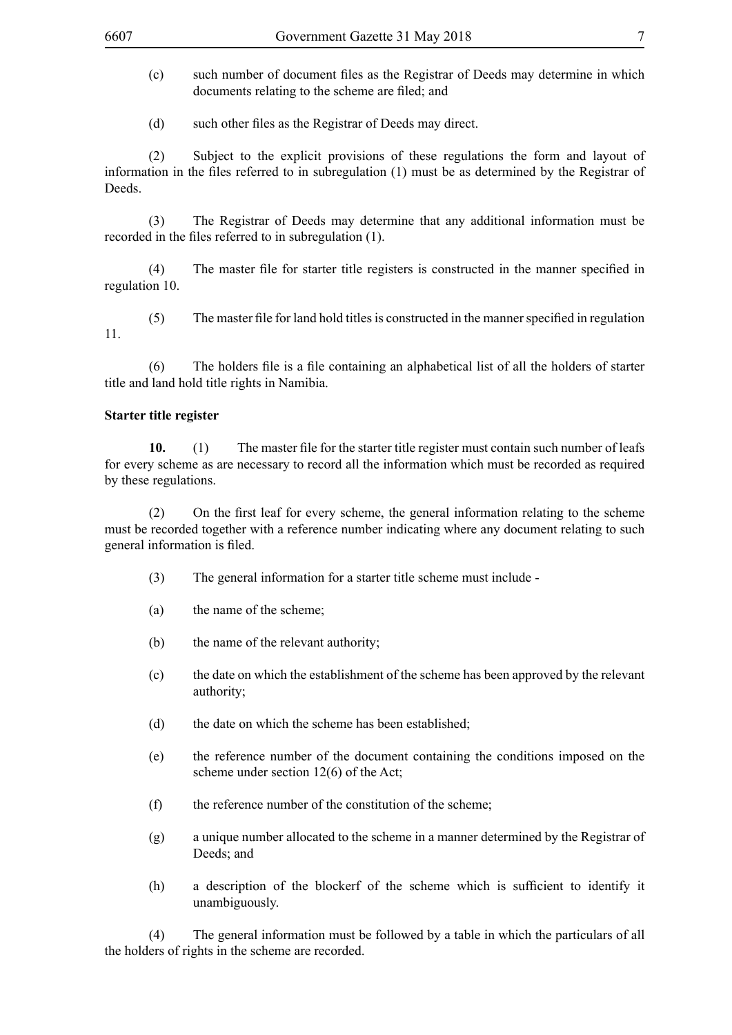(c) such number of document files as the Registrar of Deeds may determine in which documents relating to the scheme are filed; and

(d) such other files as the Registrar of Deeds may direct.

(2) Subject to the explicit provisions of these regulations the form and layout of information in the files referred to in subregulation (1) must be as determined by the Registrar of Deeds.

(3) The Registrar of Deeds may determine that any additional information must be recorded in the files referred to in subregulation (1).

(4) The master file for starter title registers is constructed in the manner specified in regulation 10.

(5) The master file for land hold titles is constructed in the manner specified in regulation 11.

(6) The holders file is a file containing an alphabetical list of all the holders of starter title and land hold title rights in Namibia.

**Starter title register**

**10.** (1) The master file for the starter title register must contain such number of leafs for every scheme as are necessary to record all the information which must be recorded as required by these regulations.

(2) On the first leaf for every scheme, the general information relating to the scheme must be recorded together with a reference number indicating where any document relating to such general information is filed.

(3) The general information for a starter title scheme must include -

(a) the name of the scheme;

(b) the name of the relevant authority;

(c) the date on which the establishment of the scheme has been approved by the relevant authority;

(d) the date on which the scheme has been established;

(e) the reference number of the document containing the conditions imposed on the scheme under section 12(6) of the Act;

(f) the reference number of the constitution of the scheme;

(g) a unique number allocated to the scheme in a manner determined by the Registrar of Deeds; and

(h) a description of the blockerf of the scheme which is sufficient to identify it unambiguously.

(4) The general information must be followed by a table in which the particulars of all the holders of rights in the scheme are recorded.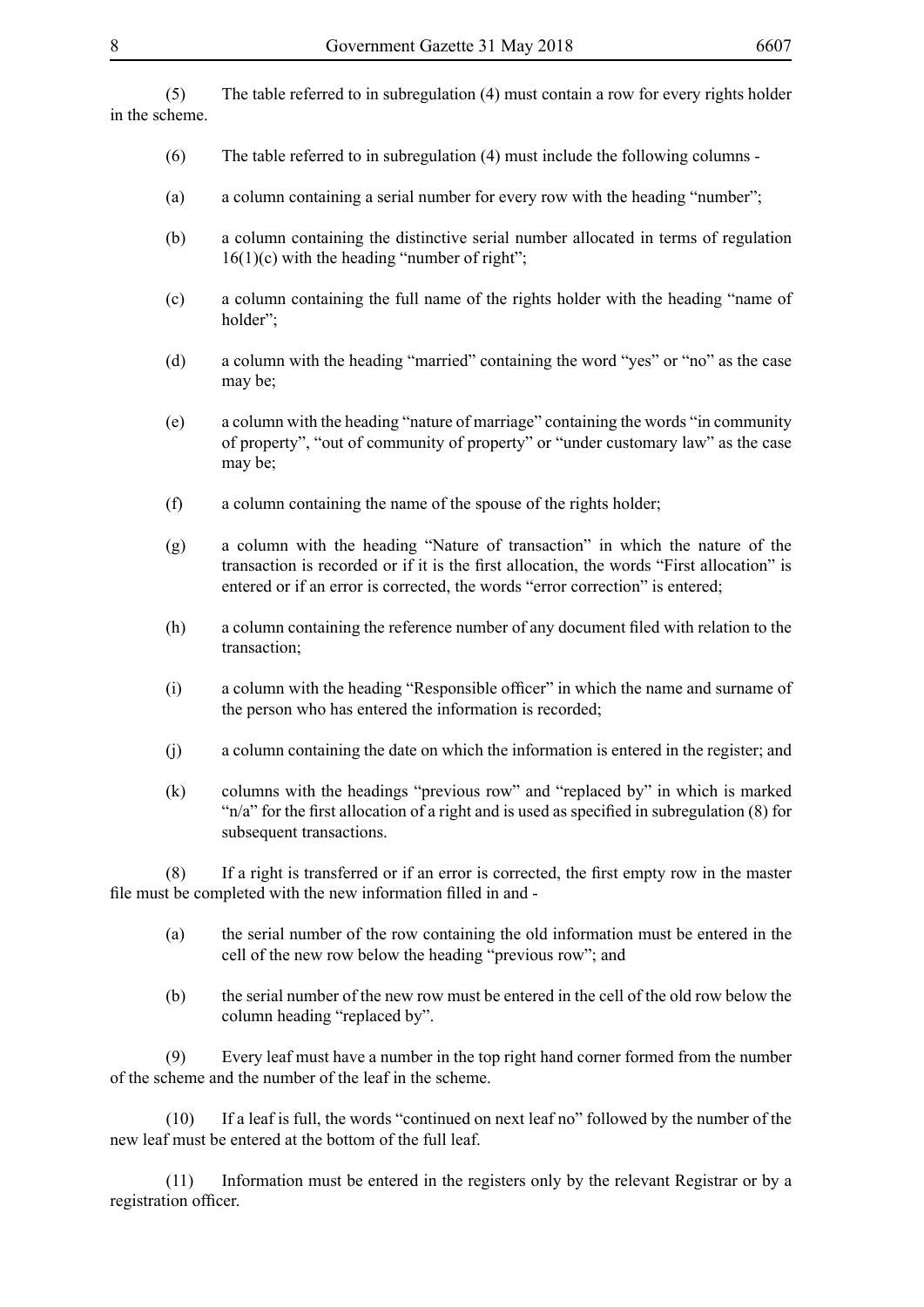(5) The table referred to in subregulation (4) must contain a row for every rights holder in the scheme.

(6) The table referred to in subregulation (4) must include the following columns -

(a) a column containing a serial number for every row with the heading "number";

(b) a column containing the distinctive serial number allocated in terms of regulation 16(1)(c) with the heading "number of right";

(c) a column containing the full name of the rights holder with the heading "name of holder";

(d) a column with the heading "married" containing the word "yes" or "no" as the case may be;

(e) a column with the heading "nature of marriage" containing the words "in community of property", "out of community of property" or "under customary law" as the case may be;

(f) a column containing the name of the spouse of the rights holder;

(g) a column with the heading "Nature of transaction" in which the nature of the transaction is recorded or if it is the first allocation, the words "First allocation" is entered or if an error is corrected, the words "error correction" is entered;

(h) a column containing the reference number of any document filed with relation to the transaction;

(i) a column with the heading "Responsible officer" in which the name and surname of the person who has entered the information is recorded;

(j) a column containing the date on which the information is entered in the register; and

(k) columns with the headings "previous row" and "replaced by" in which is marked "n/a" for the first allocation of a right and is used as specified in subregulation (8) for subsequent transactions.

(8) If a right is transferred or if an error is corrected, the first empty row in the master file must be completed with the new information filled in and -

(a) the serial number of the row containing the old information must be entered in the cell of the new row below the heading "previous row"; and

(b) the serial number of the new row must be entered in the cell of the old row below the column heading "replaced by".

(9) Every leaf must have a number in the top right hand corner formed from the number of the scheme and the number of the leaf in the scheme.

(10) If a leaf is full, the words "continued on next leaf no" followed by the number of the new leaf must be entered at the bottom of the full leaf.

(11) Information must be entered in the registers only by the relevant Registrar or by a registration officer.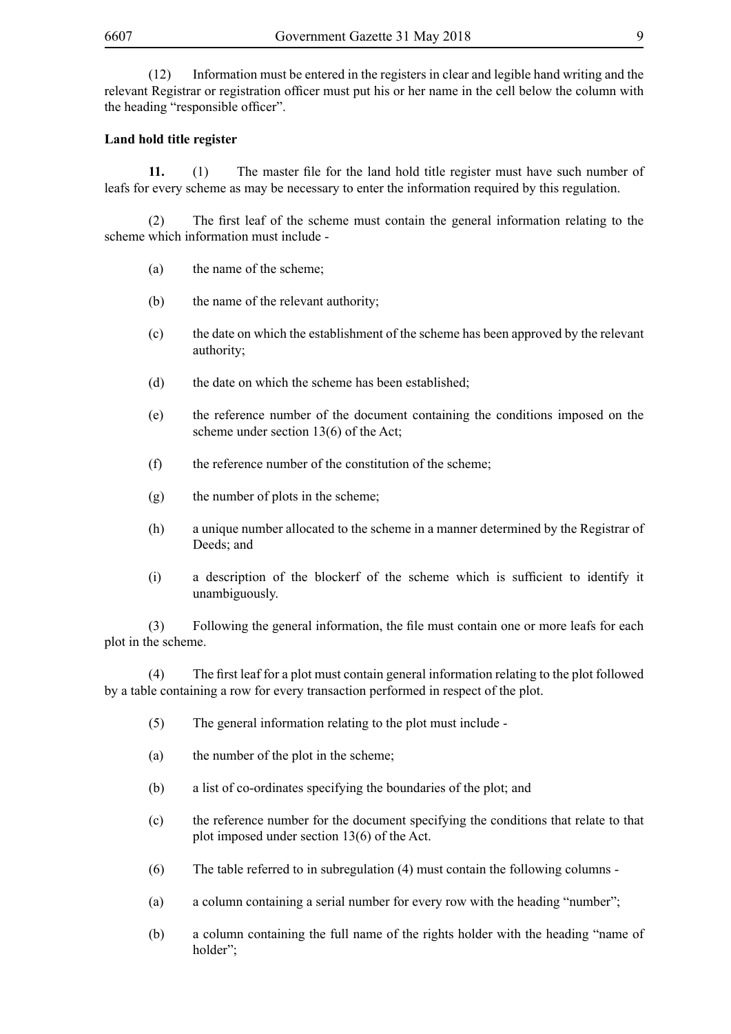(12) Information must be entered in the registers in clear and legible hand writing and the relevant Registrar or registration officer must put his or her name in the cell below the column with the heading "responsible officer".

**Land hold title register**

**11.** (1) The master file for the land hold title register must have such number of leafs for every scheme as may be necessary to enter the information required by this regulation.

(2) The first leaf of the scheme must contain the general information relating to the scheme which information must include -

(a) the name of the scheme;

(b) the name of the relevant authority;

(c) the date on which the establishment of the scheme has been approved by the relevant authority;

(d) the date on which the scheme has been established;

(e) the reference number of the document containing the conditions imposed on the scheme under section 13(6) of the Act;

(f) the reference number of the constitution of the scheme;

(g) the number of plots in the scheme;

(h) a unique number allocated to the scheme in a manner determined by the Registrar of Deeds; and

(i) a description of the blockerf of the scheme which is sufficient to identify it unambiguously.

(3) Following the general information, the file must contain one or more leafs for each plot in the scheme.

(4) The first leaf for a plot must contain general information relating to the plot followed by a table containing a row for every transaction performed in respect of the plot.

(5) The general information relating to the plot must include -

(a) the number of the plot in the scheme;

(b) a list of co-ordinates specifying the boundaries of the plot; and

(c) the reference number for the document specifying the conditions that relate to that plot imposed under section 13(6) of the Act.

(6) The table referred to in subregulation (4) must contain the following columns -

(a) a column containing a serial number for every row with the heading "number";

(b) a column containing the full name of the rights holder with the heading "name of holder";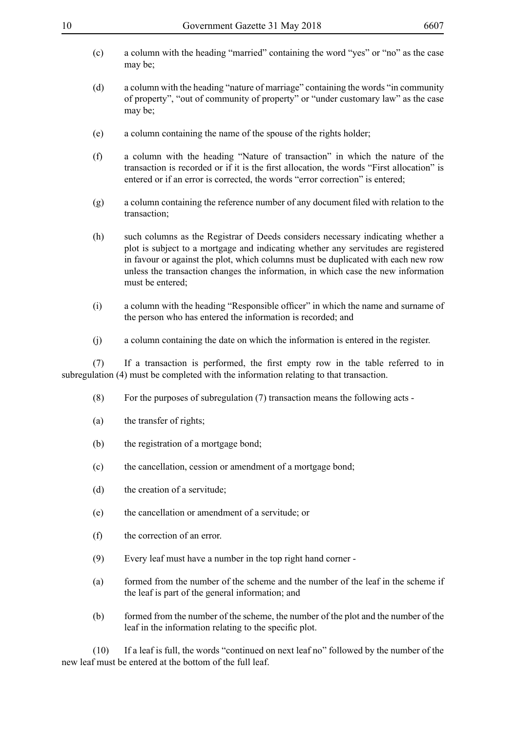(c) a column with the heading "married" containing the word "yes" or "no" as the case may be;

(d) a column with the heading "nature of marriage" containing the words "in community of property", "out of community of property" or "under customary law" as the case may be;

(e) a column containing the name of the spouse of the rights holder;

(f) a column with the heading "Nature of transaction" in which the nature of the transaction is recorded or if it is the first allocation, the words "First allocation" is entered or if an error is corrected, the words "error correction" is entered;

(g) a column containing the reference number of any document filed with relation to the transaction;

(h) such columns as the Registrar of Deeds considers necessary indicating whether a plot is subject to a mortgage and indicating whether any servitudes are registered in favour or against the plot, which columns must be duplicated with each new row unless the transaction changes the information, in which case the new information must be entered;

(i) a column with the heading "Responsible officer" in which the name and surname of the person who has entered the information is recorded; and

(j) a column containing the date on which the information is entered in the register.

(7) If a transaction is performed, the first empty row in the table referred to in subregulation (4) must be completed with the information relating to that transaction.

(8) For the purposes of subregulation (7) transaction means the following acts -

(a) the transfer of rights;

(b) the registration of a mortgage bond;

(c) the cancellation, cession or amendment of a mortgage bond;

(d) the creation of a servitude;

(e) the cancellation or amendment of a servitude; or

(f) the correction of an error.

(9) Every leaf must have a number in the top right hand corner -

(a) formed from the number of the scheme and the number of the leaf in the scheme if the leaf is part of the general information; and

(b) formed from the number of the scheme, the number of the plot and the number of the leaf in the information relating to the specific plot.

(10) If a leaf is full, the words "continued on next leaf no" followed by the number of the new leaf must be entered at the bottom of the full leaf.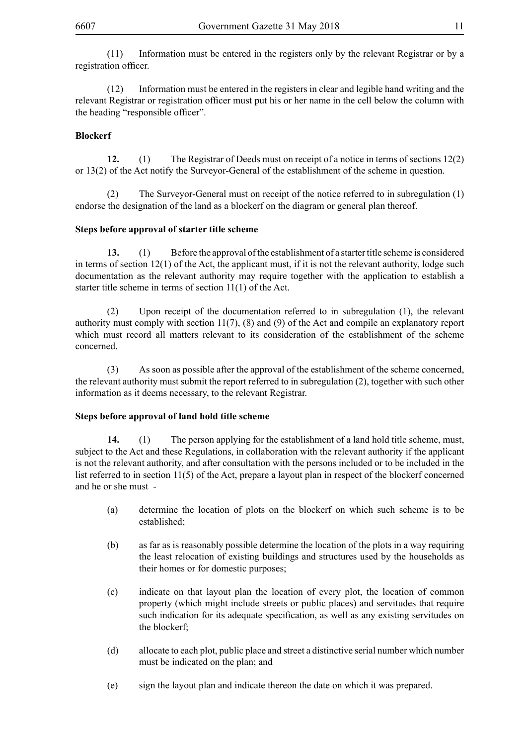(11) Information must be entered in the registers only by the relevant Registrar or by a registration officer.

(12) Information must be entered in the registers in clear and legible hand writing and the relevant Registrar or registration officer must put his or her name in the cell below the column with the heading "responsible officer".

**Blockerf**

**12.** (1) The Registrar of Deeds must on receipt of a notice in terms of sections 12(2) or 13(2) of the Act notify the Surveyor-General of the establishment of the scheme in question.

(2) The Surveyor-General must on receipt of the notice referred to in subregulation (1) endorse the designation of the land as a blockerf on the diagram or general plan thereof.

**Steps before approval of starter title scheme**

**13.** (1) Before the approval of the establishment of a starter title scheme is considered in terms of section 12(1) of the Act, the applicant must, if it is not the relevant authority, lodge such documentation as the relevant authority may require together with the application to establish a starter title scheme in terms of section 11(1) of the Act.

(2) Upon receipt of the documentation referred to in subregulation (1), the relevant authority must comply with section 11(7), (8) and (9) of the Act and compile an explanatory report which must record all matters relevant to its consideration of the establishment of the scheme concerned.

(3) As soon as possible after the approval of the establishment of the scheme concerned, the relevant authority must submit the report referred to in subregulation (2), together with such other information as it deems necessary, to the relevant Registrar.

**Steps before approval of land hold title scheme**

**14.** (1) The person applying for the establishment of a land hold title scheme, must, subject to the Act and these Regulations, in collaboration with the relevant authority if the applicant is not the relevant authority, and after consultation with the persons included or to be included in the list referred to in section 11(5) of the Act, prepare a layout plan in respect of the blockerf concerned and he or she must -

(a) determine the location of plots on the blockerf on which such scheme is to be established;

(b) as far as is reasonably possible determine the location of the plots in a way requiring the least relocation of existing buildings and structures used by the households as their homes or for domestic purposes;

(c) indicate on that layout plan the location of every plot, the location of common property (which might include streets or public places) and servitudes that require such indication for its adequate specification, as well as any existing servitudes on the blockerf;

(d) allocate to each plot, public place and street a distinctive serial number which number must be indicated on the plan; and

(e) sign the layout plan and indicate thereon the date on which it was prepared.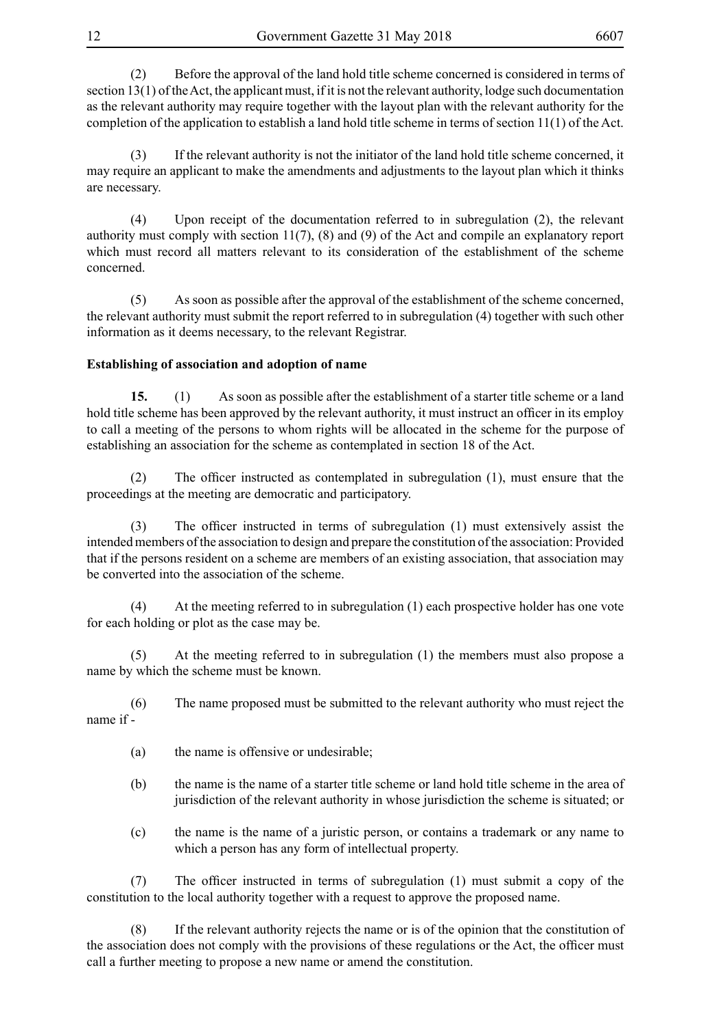(2) Before the approval of the land hold title scheme concerned is considered in terms of section 13(1) of the Act, the applicant must, if it is not the relevant authority, lodge such documentation as the relevant authority may require together with the layout plan with the relevant authority for the completion of the application to establish a land hold title scheme in terms of section 11(1) of the Act.

(3) If the relevant authority is not the initiator of the land hold title scheme concerned, it may require an applicant to make the amendments and adjustments to the layout plan which it thinks are necessary.

(4) Upon receipt of the documentation referred to in subregulation (2), the relevant authority must comply with section 11(7), (8) and (9) of the Act and compile an explanatory report which must record all matters relevant to its consideration of the establishment of the scheme concerned.

(5) As soon as possible after the approval of the establishment of the scheme concerned, the relevant authority must submit the report referred to in subregulation (4) together with such other information as it deems necessary, to the relevant Registrar.

**Establishing of association and adoption of name**

**15.** (1) As soon as possible after the establishment of a starter title scheme or a land hold title scheme has been approved by the relevant authority, it must instruct an officer in its employ to call a meeting of the persons to whom rights will be allocated in the scheme for the purpose of establishing an association for the scheme as contemplated in section 18 of the Act.

(2) The officer instructed as contemplated in subregulation (1), must ensure that the proceedings at the meeting are democratic and participatory.

(3) The officer instructed in terms of subregulation (1) must extensively assist the intended members of the association to design and prepare the constitution of the association: Provided that if the persons resident on a scheme are members of an existing association, that association may be converted into the association of the scheme.

(4) At the meeting referred to in subregulation (1) each prospective holder has one vote for each holding or plot as the case may be.

(5) At the meeting referred to in subregulation (1) the members must also propose a name by which the scheme must be known.

(6) The name proposed must be submitted to the relevant authority who must reject the name if -

(a) the name is offensive or undesirable;

(b) the name is the name of a starter title scheme or land hold title scheme in the area of jurisdiction of the relevant authority in whose jurisdiction the scheme is situated; or

(c) the name is the name of a juristic person, or contains a trademark or any name to which a person has any form of intellectual property.

(7) The officer instructed in terms of subregulation (1) must submit a copy of the constitution to the local authority together with a request to approve the proposed name.

(8) If the relevant authority rejects the name or is of the opinion that the constitution of the association does not comply with the provisions of these regulations or the Act, the officer must call a further meeting to propose a new name or amend the constitution.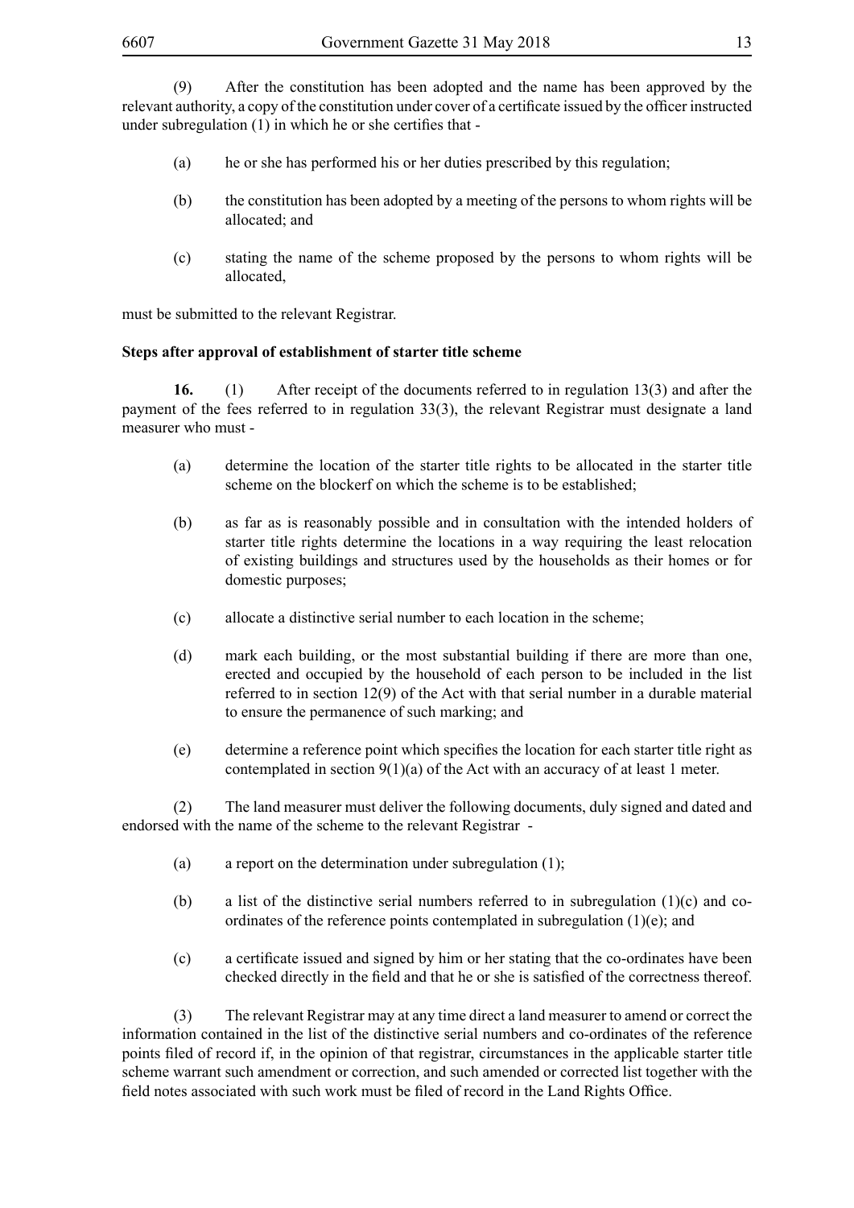(9) After the constitution has been adopted and the name has been approved by the relevant authority, a copy of the constitution under cover of a certificate issued by the officer instructed under subregulation (1) in which he or she certifies that -

(a) he or she has performed his or her duties prescribed by this regulation;

(b) the constitution has been adopted by a meeting of the persons to whom rights will be allocated; and

(c) stating the name of the scheme proposed by the persons to whom rights will be allocated,

must be submitted to the relevant Registrar.

**Steps after approval of establishment of starter title scheme**

**16.** (1) After receipt of the documents referred to in regulation 13(3) and after the payment of the fees referred to in regulation 33(3), the relevant Registrar must designate a land measurer who must -

(a) determine the location of the starter title rights to be allocated in the starter title scheme on the blockerf on which the scheme is to be established;

(b) as far as is reasonably possible and in consultation with the intended holders of starter title rights determine the locations in a way requiring the least relocation of existing buildings and structures used by the households as their homes or for domestic purposes;

(c) allocate a distinctive serial number to each location in the scheme;

(d) mark each building, or the most substantial building if there are more than one, erected and occupied by the household of each person to be included in the list referred to in section 12(9) of the Act with that serial number in a durable material to ensure the permanence of such marking; and

(e) determine a reference point which specifies the location for each starter title right as contemplated in section 9(1)(a) of the Act with an accuracy of at least 1 meter.

(2) The land measurer must deliver the following documents, duly signed and dated and endorsed with the name of the scheme to the relevant Registrar -

(a) a report on the determination under subregulation (1);

(b) a list of the distinctive serial numbers referred to in subregulation (1)(c) and co-ordinates of the reference points contemplated in subregulation (1)(e); and

(c) a certificate issued and signed by him or her stating that the co-ordinates have been checked directly in the field and that he or she is satisfied of the correctness thereof.

(3) The relevant Registrar may at any time direct a land measurer to amend or correct the information contained in the list of the distinctive serial numbers and co-ordinates of the reference points filed of record if, in the opinion of that registrar, circumstances in the applicable starter title scheme warrant such amendment or correction, and such amended or corrected list together with the field notes associated with such work must be filed of record in the Land Rights Office.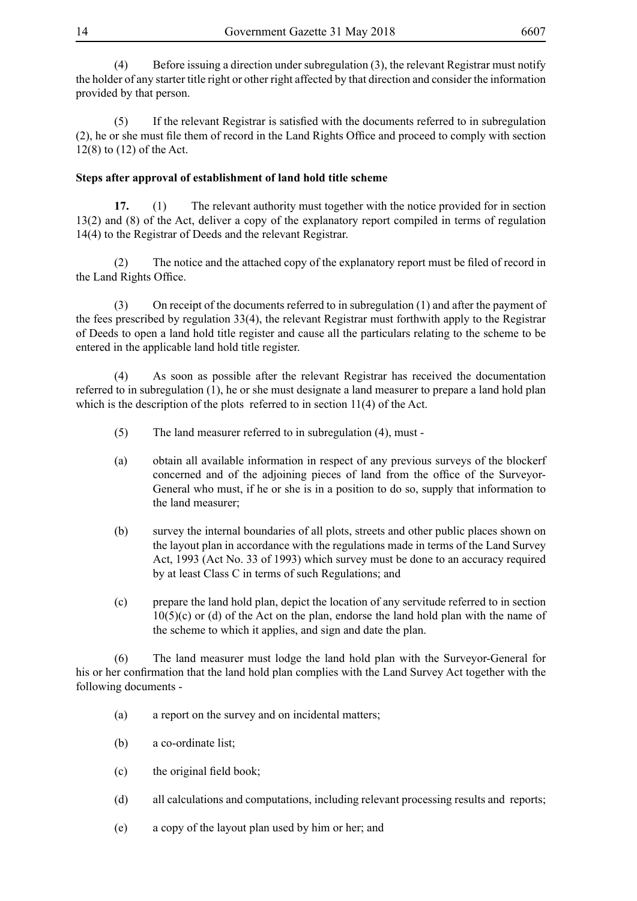(4) Before issuing a direction under subregulation (3), the relevant Registrar must notify the holder of any starter title right or other right affected by that direction and consider the information provided by that person.

(5) If the relevant Registrar is satisfied with the documents referred to in subregulation (2), he or she must file them of record in the Land Rights Office and proceed to comply with section 12(8) to (12) of the Act.

**Steps after approval of establishment of land hold title scheme**

**17.** (1) The relevant authority must together with the notice provided for in section 13(2) and (8) of the Act, deliver a copy of the explanatory report compiled in terms of regulation 14(4) to the Registrar of Deeds and the relevant Registrar.

(2) The notice and the attached copy of the explanatory report must be filed of record in the Land Rights Office.

(3) On receipt of the documents referred to in subregulation (1) and after the payment of the fees prescribed by regulation 33(4), the relevant Registrar must forthwith apply to the Registrar of Deeds to open a land hold title register and cause all the particulars relating to the scheme to be entered in the applicable land hold title register.

(4) As soon as possible after the relevant Registrar has received the documentation referred to in subregulation (1), he or she must designate a land measurer to prepare a land hold plan which is the description of the plots referred to in section 11(4) of the Act.

(5) The land measurer referred to in subregulation (4), must -

(a) obtain all available information in respect of any previous surveys of the blockerf concerned and of the adjoining pieces of land from the office of the Surveyor-General who must, if he or she is in a position to do so, supply that information to the land measurer;

(b) survey the internal boundaries of all plots, streets and other public places shown on the layout plan in accordance with the regulations made in terms of the Land Survey Act, 1993 (Act No. 33 of 1993) which survey must be done to an accuracy required by at least Class C in terms of such Regulations; and

(c) prepare the land hold plan, depict the location of any servitude referred to in section 10(5)(c) or (d) of the Act on the plan, endorse the land hold plan with the name of the scheme to which it applies, and sign and date the plan.

(6) The land measurer must lodge the land hold plan with the Surveyor-General for his or her confirmation that the land hold plan complies with the Land Survey Act together with the following documents -

(a) a report on the survey and on incidental matters;

(b) a co-ordinate list;

(c) the original field book;

(d) all calculations and computations, including relevant processing results and reports;

(e) a copy of the layout plan used by him or her; and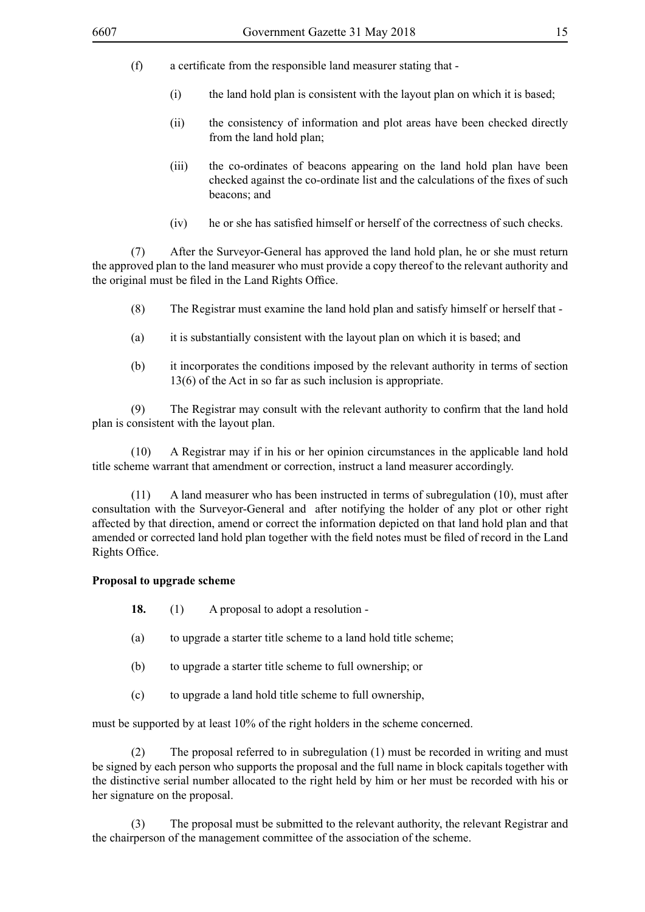(f) a certificate from the responsible land measurer stating that -

(i) the land hold plan is consistent with the layout plan on which it is based;

(ii) the consistency of information and plot areas have been checked directly from the land hold plan;

(iii) the co-ordinates of beacons appearing on the land hold plan have been checked against the co-ordinate list and the calculations of the fixes of such beacons; and

(iv) he or she has satisfied himself or herself of the correctness of such checks.

(7) After the Surveyor-General has approved the land hold plan, he or she must return the approved plan to the land measurer who must provide a copy thereof to the relevant authority and the original must be filed in the Land Rights Office.

(8) The Registrar must examine the land hold plan and satisfy himself or herself that -

(a) it is substantially consistent with the layout plan on which it is based; and

(b) it incorporates the conditions imposed by the relevant authority in terms of section 13(6) of the Act in so far as such inclusion is appropriate.

(9) The Registrar may consult with the relevant authority to confirm that the land hold plan is consistent with the layout plan.

(10) A Registrar may if in his or her opinion circumstances in the applicable land hold title scheme warrant that amendment or correction, instruct a land measurer accordingly.

(11) A land measurer who has been instructed in terms of subregulation (10), must after consultation with the Surveyor-General and after notifying the holder of any plot or other right affected by that direction, amend or correct the information depicted on that land hold plan and that amended or corrected land hold plan together with the field notes must be filed of record in the Land Rights Office.

**Proposal to upgrade scheme**

**18.** (1) A proposal to adopt a resolution -

(a) to upgrade a starter title scheme to a land hold title scheme;

(b) to upgrade a starter title scheme to full ownership; or

(c) to upgrade a land hold title scheme to full ownership,

must be supported by at least 10% of the right holders in the scheme concerned.

(2) The proposal referred to in subregulation (1) must be recorded in writing and must be signed by each person who supports the proposal and the full name in block capitals together with the distinctive serial number allocated to the right held by him or her must be recorded with his or her signature on the proposal.

(3) The proposal must be submitted to the relevant authority, the relevant Registrar and the chairperson of the management committee of the association of the scheme.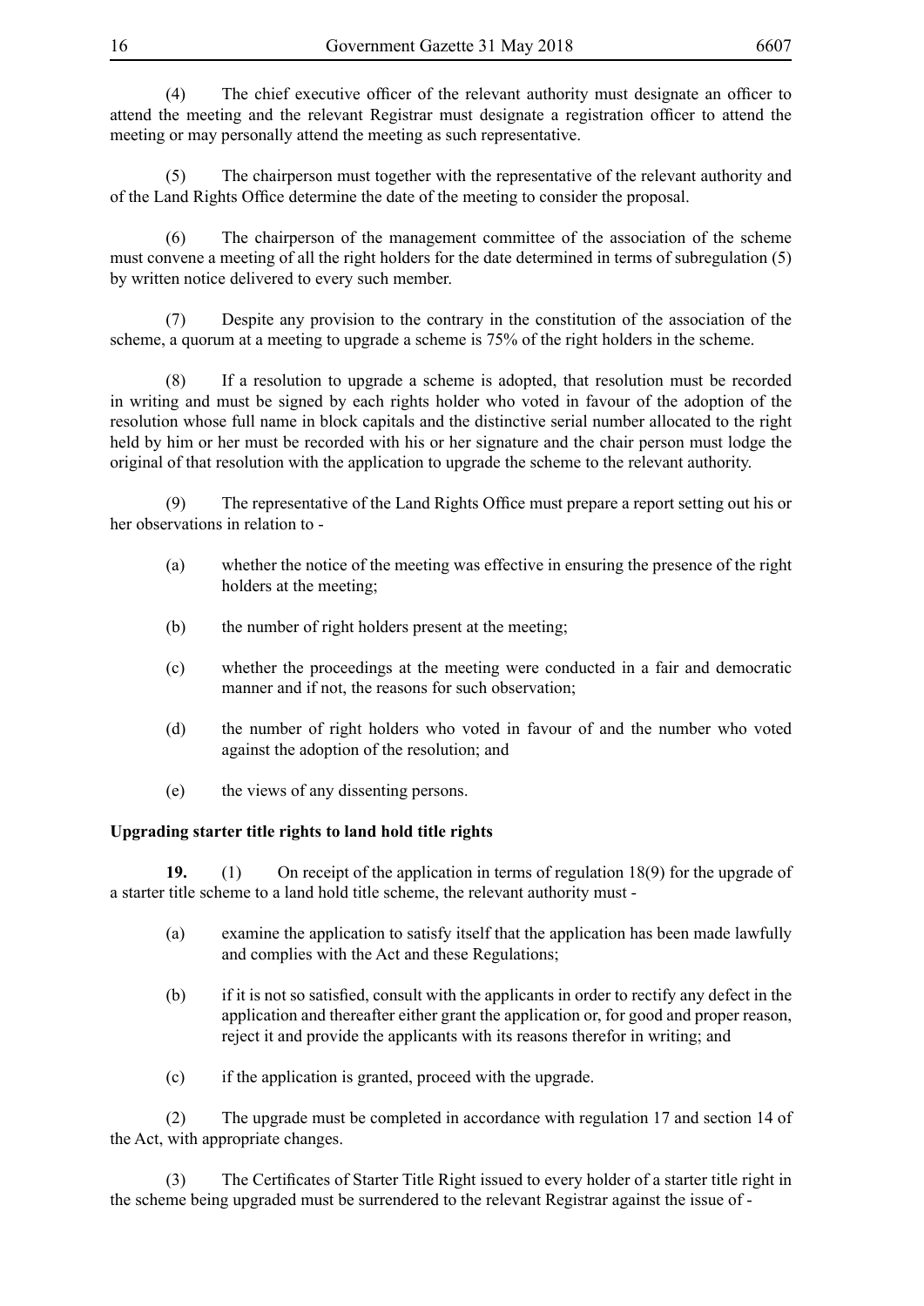(4) The chief executive officer of the relevant authority must designate an officer to attend the meeting and the relevant Registrar must designate a registration officer to attend the meeting or may personally attend the meeting as such representative.

(5) The chairperson must together with the representative of the relevant authority and of the Land Rights Office determine the date of the meeting to consider the proposal.

(6) The chairperson of the management committee of the association of the scheme must convene a meeting of all the right holders for the date determined in terms of subregulation (5) by written notice delivered to every such member.

(7) Despite any provision to the contrary in the constitution of the association of the scheme, a quorum at a meeting to upgrade a scheme is 75% of the right holders in the scheme.

(8) If a resolution to upgrade a scheme is adopted, that resolution must be recorded in writing and must be signed by each rights holder who voted in favour of the adoption of the resolution whose full name in block capitals and the distinctive serial number allocated to the right held by him or her must be recorded with his or her signature and the chair person must lodge the original of that resolution with the application to upgrade the scheme to the relevant authority.

(9) The representative of the Land Rights Office must prepare a report setting out his or her observations in relation to -

(a) whether the notice of the meeting was effective in ensuring the presence of the right holders at the meeting;

(b) the number of right holders present at the meeting;

(c) whether the proceedings at the meeting were conducted in a fair and democratic manner and if not, the reasons for such observation;

(d) the number of right holders who voted in favour of and the number who voted against the adoption of the resolution; and

(e) the views of any dissenting persons.

**Upgrading starter title rights to land hold title rights**

**19.** (1) On receipt of the application in terms of regulation 18(9) for the upgrade of a starter title scheme to a land hold title scheme, the relevant authority must -

(a) examine the application to satisfy itself that the application has been made lawfully and complies with the Act and these Regulations;

(b) if it is not so satisfied, consult with the applicants in order to rectify any defect in the application and thereafter either grant the application or, for good and proper reason, reject it and provide the applicants with its reasons therefor in writing; and

(c) if the application is granted, proceed with the upgrade.

(2) The upgrade must be completed in accordance with regulation 17 and section 14 of the Act, with appropriate changes.

(3) The Certificates of Starter Title Right issued to every holder of a starter title right in the scheme being upgraded must be surrendered to the relevant Registrar against the issue of -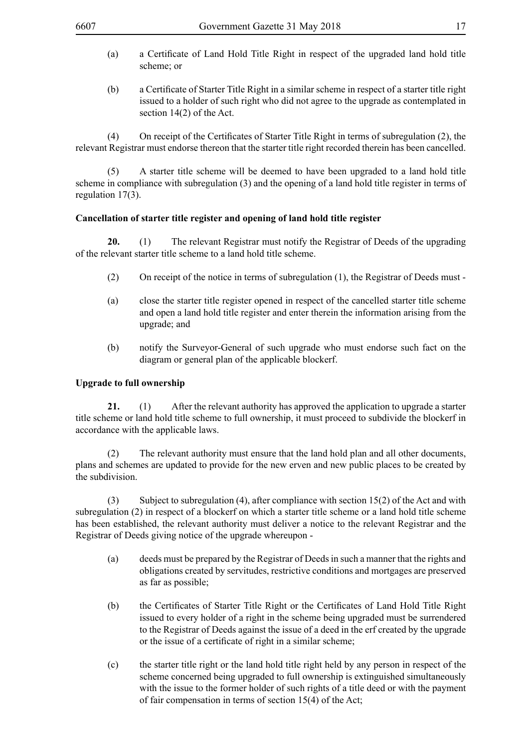(a) a Certificate of Land Hold Title Right in respect of the upgraded land hold title scheme; or

(b) a Certificate of Starter Title Right in a similar scheme in respect of a starter title right issued to a holder of such right who did not agree to the upgrade as contemplated in section 14(2) of the Act.

(4) On receipt of the Certificates of Starter Title Right in terms of subregulation (2), the relevant Registrar must endorse thereon that the starter title right recorded therein has been cancelled.

(5) A starter title scheme will be deemed to have been upgraded to a land hold title scheme in compliance with subregulation (3) and the opening of a land hold title register in terms of regulation 17(3).

**Cancellation of starter title register and opening of land hold title register**

**20.** (1) The relevant Registrar must notify the Registrar of Deeds of the upgrading of the relevant starter title scheme to a land hold title scheme.

(2) On receipt of the notice in terms of subregulation (1), the Registrar of Deeds must -

(a) close the starter title register opened in respect of the cancelled starter title scheme and open a land hold title register and enter therein the information arising from the upgrade; and

(b) notify the Surveyor-General of such upgrade who must endorse such fact on the diagram or general plan of the applicable blockerf.

**Upgrade to full ownership**

**21.** (1) After the relevant authority has approved the application to upgrade a starter title scheme or land hold title scheme to full ownership, it must proceed to subdivide the blockerf in accordance with the applicable laws.

(2) The relevant authority must ensure that the land hold plan and all other documents, plans and schemes are updated to provide for the new erven and new public places to be created by the subdivision.

(3) Subject to subregulation (4), after compliance with section 15(2) of the Act and with subregulation (2) in respect of a blockerf on which a starter title scheme or a land hold title scheme has been established, the relevant authority must deliver a notice to the relevant Registrar and the Registrar of Deeds giving notice of the upgrade whereupon -

(a) deeds must be prepared by the Registrar of Deeds in such a manner that the rights and obligations created by servitudes, restrictive conditions and mortgages are preserved as far as possible;

(b) the Certificates of Starter Title Right or the Certificates of Land Hold Title Right issued to every holder of a right in the scheme being upgraded must be surrendered to the Registrar of Deeds against the issue of a deed in the erf created by the upgrade or the issue of a certificate of right in a similar scheme;

(c) the starter title right or the land hold title right held by any person in respect of the scheme concerned being upgraded to full ownership is extinguished simultaneously with the issue to the former holder of such rights of a title deed or with the payment of fair compensation in terms of section 15(4) of the Act;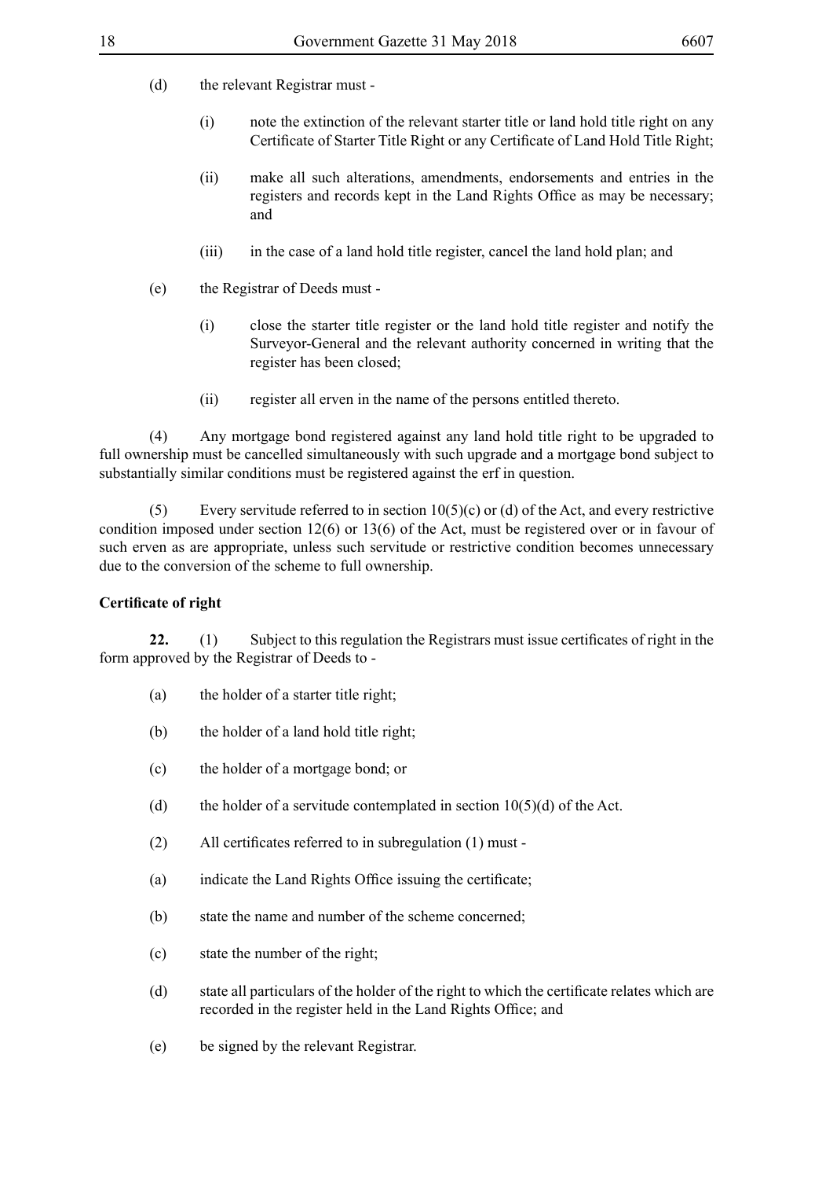(d) the relevant Registrar must -

(i) note the extinction of the relevant starter title or land hold title right on any Certificate of Starter Title Right or any Certificate of Land Hold Title Right;

(ii) make all such alterations, amendments, endorsements and entries in the registers and records kept in the Land Rights Office as may be necessary; and

(iii) in the case of a land hold title register, cancel the land hold plan; and

(e) the Registrar of Deeds must -

(i) close the starter title register or the land hold title register and notify the Surveyor-General and the relevant authority concerned in writing that the register has been closed;

(ii) register all erven in the name of the persons entitled thereto.

(4) Any mortgage bond registered against any land hold title right to be upgraded to full ownership must be cancelled simultaneously with such upgrade and a mortgage bond subject to substantially similar conditions must be registered against the erf in question.

(5) Every servitude referred to in section 10(5)(c) or (d) of the Act, and every restrictive condition imposed under section 12(6) or 13(6) of the Act, must be registered over or in favour of such erven as are appropriate, unless such servitude or restrictive condition becomes unnecessary due to the conversion of the scheme to full ownership.

**Certificate of right**

**22.** (1) Subject to this regulation the Registrars must issue certificates of right in the form approved by the Registrar of Deeds to -

(a) the holder of a starter title right;

(b) the holder of a land hold title right;

(c) the holder of a mortgage bond; or

(d) the holder of a servitude contemplated in section 10(5)(d) of the Act.

(2) All certificates referred to in subregulation (1) must -

(a) indicate the Land Rights Office issuing the certificate;

(b) state the name and number of the scheme concerned;

(c) state the number of the right;

(d) state all particulars of the holder of the right to which the certificate relates which are recorded in the register held in the Land Rights Office; and

(e) be signed by the relevant Registrar.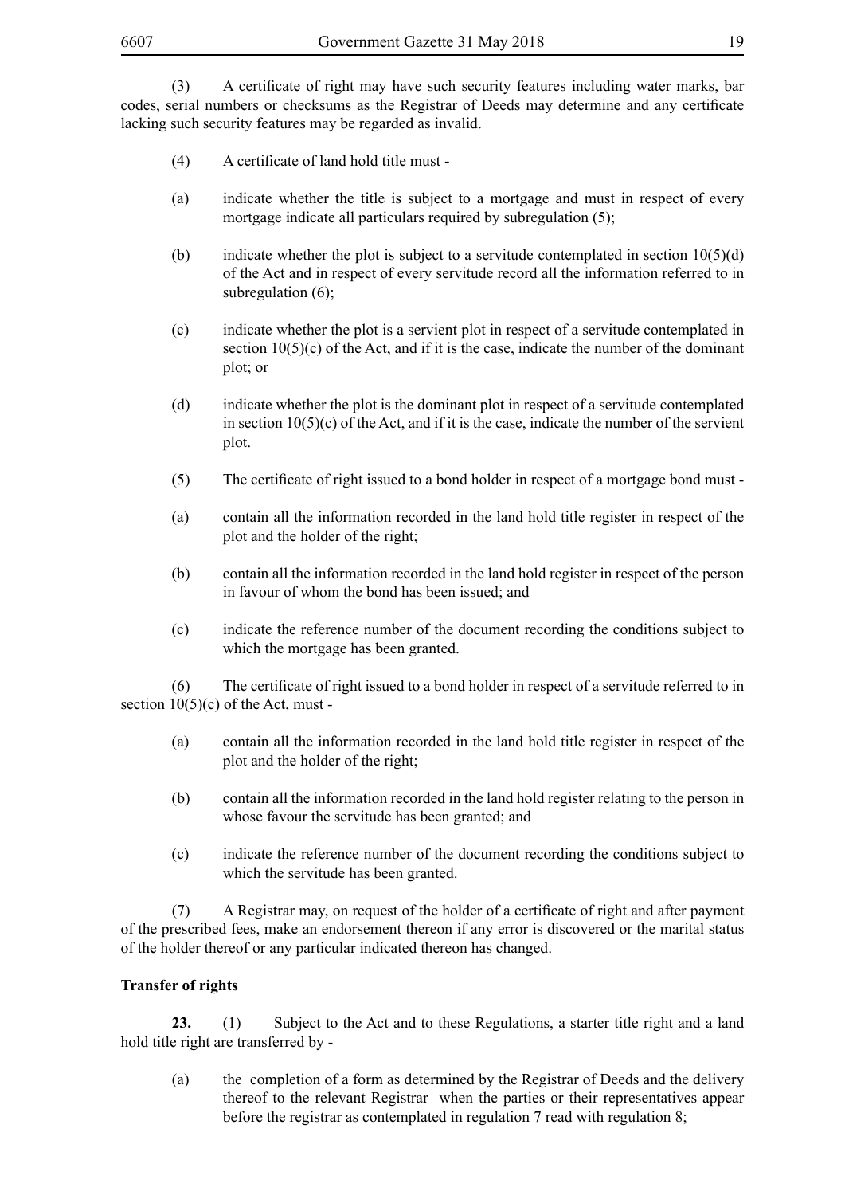(3) A certificate of right may have such security features including water marks, bar codes, serial numbers or checksums as the Registrar of Deeds may determine and any certificate lacking such security features may be regarded as invalid.

(4) A certificate of land hold title must -

(a) indicate whether the title is subject to a mortgage and must in respect of every mortgage indicate all particulars required by subregulation (5);

(b) indicate whether the plot is subject to a servitude contemplated in section 10(5)(d) of the Act and in respect of every servitude record all the information referred to in subregulation (6);

(c) indicate whether the plot is a servient plot in respect of a servitude contemplated in section 10(5)(c) of the Act, and if it is the case, indicate the number of the dominant plot; or

(d) indicate whether the plot is the dominant plot in respect of a servitude contemplated in section 10(5)(c) of the Act, and if it is the case, indicate the number of the servient plot.

(5) The certificate of right issued to a bond holder in respect of a mortgage bond must -

(a) contain all the information recorded in the land hold title register in respect of the plot and the holder of the right;

(b) contain all the information recorded in the land hold register in respect of the person in favour of whom the bond has been issued; and

(c) indicate the reference number of the document recording the conditions subject to which the mortgage has been granted.

(6) The certificate of right issued to a bond holder in respect of a servitude referred to in section 10(5)(c) of the Act, must -

(a) contain all the information recorded in the land hold title register in respect of the plot and the holder of the right;

(b) contain all the information recorded in the land hold register relating to the person in whose favour the servitude has been granted; and

(c) indicate the reference number of the document recording the conditions subject to which the servitude has been granted.

(7) A Registrar may, on request of the holder of a certificate of right and after payment of the prescribed fees, make an endorsement thereon if any error is discovered or the marital status of the holder thereof or any particular indicated thereon has changed.

**Transfer of rights**

**23.** (1) Subject to the Act and to these Regulations, a starter title right and a land hold title right are transferred by -

(a) the completion of a form as determined by the Registrar of Deeds and the delivery thereof to the relevant Registrar when the parties or their representatives appear before the registrar as contemplated in regulation 7 read with regulation 8;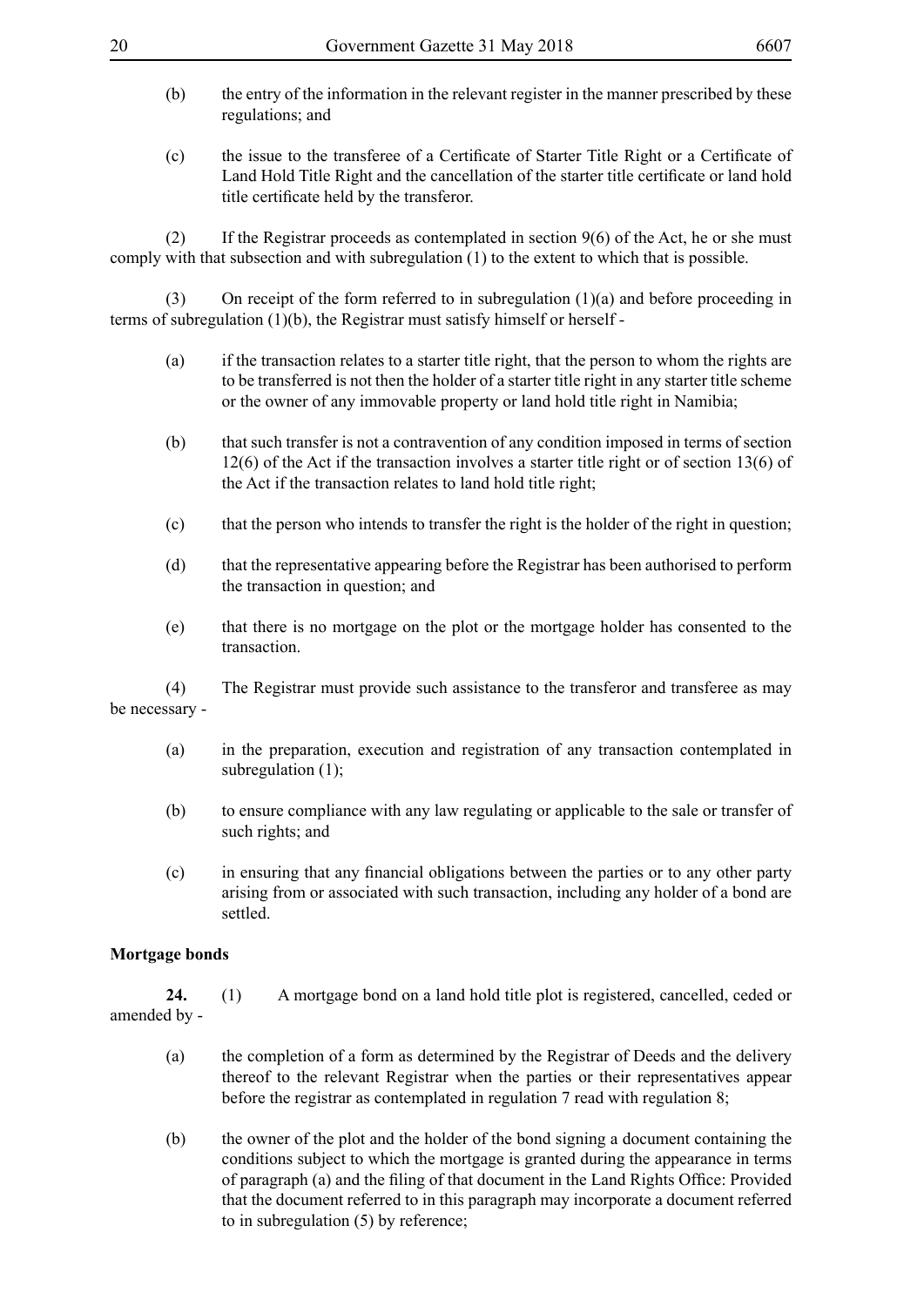(b) the entry of the information in the relevant register in the manner prescribed by these regulations; and

(c) the issue to the transferee of a Certificate of Starter Title Right or a Certificate of Land Hold Title Right and the cancellation of the starter title certificate or land hold title certificate held by the transferor.

(2) If the Registrar proceeds as contemplated in section 9(6) of the Act, he or she must comply with that subsection and with subregulation (1) to the extent to which that is possible.

(3) On receipt of the form referred to in subregulation (1)(a) and before proceeding in terms of subregulation (1)(b), the Registrar must satisfy himself or herself -

(a) if the transaction relates to a starter title right, that the person to whom the rights are to be transferred is not then the holder of a starter title right in any starter title scheme or the owner of any immovable property or land hold title right in Namibia;

(b) that such transfer is not a contravention of any condition imposed in terms of section 12(6) of the Act if the transaction involves a starter title right or of section 13(6) of the Act if the transaction relates to land hold title right;

(c) that the person who intends to transfer the right is the holder of the right in question;

(d) that the representative appearing before the Registrar has been authorised to perform the transaction in question; and

(e) that there is no mortgage on the plot or the mortgage holder has consented to the transaction.

(4) The Registrar must provide such assistance to the transferor and transferee as may be necessary -

(a) in the preparation, execution and registration of any transaction contemplated in subregulation (1);

(b) to ensure compliance with any law regulating or applicable to the sale or transfer of such rights; and

(c) in ensuring that any financial obligations between the parties or to any other party arising from or associated with such transaction, including any holder of a bond are settled.

**Mortgage bonds**

**24.** (1) A mortgage bond on a land hold title plot is registered, cancelled, ceded or amended by -

(a) the completion of a form as determined by the Registrar of Deeds and the delivery thereof to the relevant Registrar when the parties or their representatives appear before the registrar as contemplated in regulation 7 read with regulation 8;

(b) the owner of the plot and the holder of the bond signing a document containing the conditions subject to which the mortgage is granted during the appearance in terms of paragraph (a) and the filing of that document in the Land Rights Office: Provided that the document referred to in this paragraph may incorporate a document referred to in subregulation (5) by reference;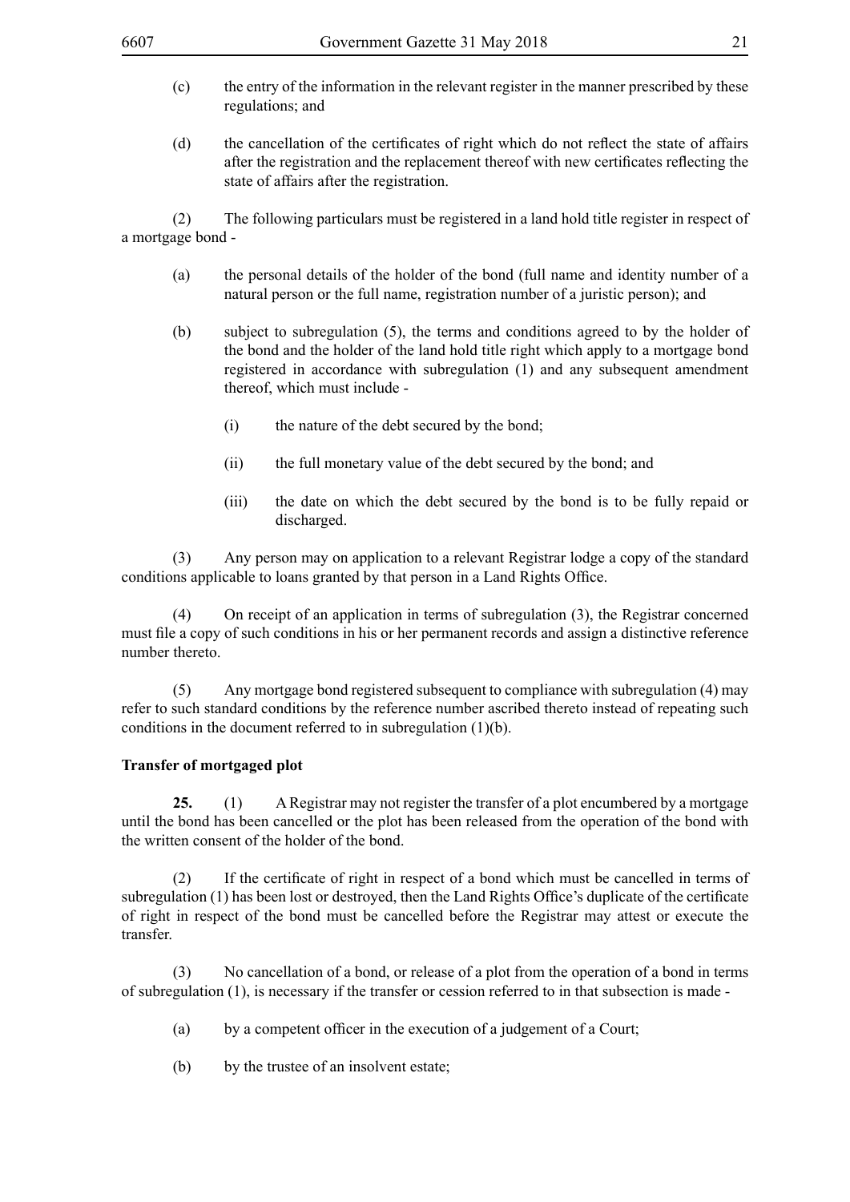(c) the entry of the information in the relevant register in the manner prescribed by these regulations; and

(d) the cancellation of the certificates of right which do not reflect the state of affairs after the registration and the replacement thereof with new certificates reflecting the state of affairs after the registration.

(2) The following particulars must be registered in a land hold title register in respect of a mortgage bond -

(a) the personal details of the holder of the bond (full name and identity number of a natural person or the full name, registration number of a juristic person); and

(b) subject to subregulation (5), the terms and conditions agreed to by the holder of the bond and the holder of the land hold title right which apply to a mortgage bond registered in accordance with subregulation (1) and any subsequent amendment thereof, which must include -

(i) the nature of the debt secured by the bond;

(ii) the full monetary value of the debt secured by the bond; and

(iii) the date on which the debt secured by the bond is to be fully repaid or discharged.

(3) Any person may on application to a relevant Registrar lodge a copy of the standard conditions applicable to loans granted by that person in a Land Rights Office.

(4) On receipt of an application in terms of subregulation (3), the Registrar concerned must file a copy of such conditions in his or her permanent records and assign a distinctive reference number thereto.

(5) Any mortgage bond registered subsequent to compliance with subregulation (4) may refer to such standard conditions by the reference number ascribed thereto instead of repeating such conditions in the document referred to in subregulation (1)(b).

**Transfer of mortgaged plot**

**25.** (1) A Registrar may not register the transfer of a plot encumbered by a mortgage until the bond has been cancelled or the plot has been released from the operation of the bond with the written consent of the holder of the bond.

(2) If the certificate of right in respect of a bond which must be cancelled in terms of subregulation (1) has been lost or destroyed, then the Land Rights Office's duplicate of the certificate of right in respect of the bond must be cancelled before the Registrar may attest or execute the transfer.

(3) No cancellation of a bond, or release of a plot from the operation of a bond in terms of subregulation (1), is necessary if the transfer or cession referred to in that subsection is made -

(a) by a competent officer in the execution of a judgement of a Court;

(b) by the trustee of an insolvent estate;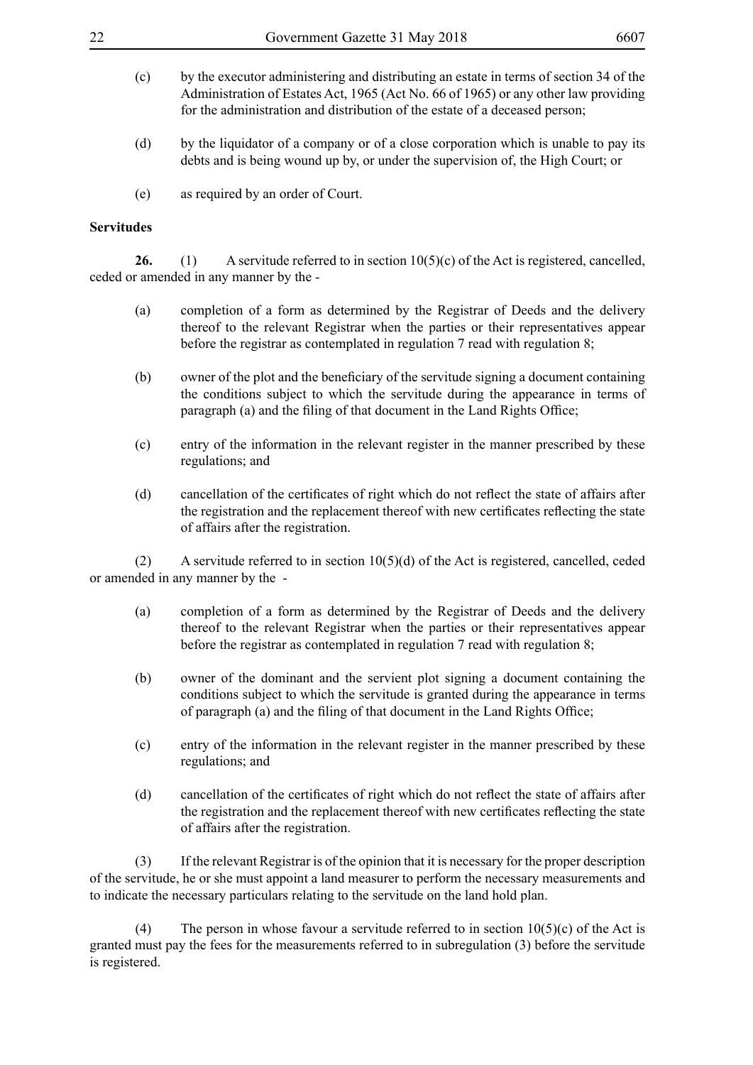(c) by the executor administering and distributing an estate in terms of section 34 of the Administration of Estates Act, 1965 (Act No. 66 of 1965) or any other law providing for the administration and distribution of the estate of a deceased person;

(d) by the liquidator of a company or of a close corporation which is unable to pay its debts and is being wound up by, or under the supervision of, the High Court; or

(e) as required by an order of Court.

**Servitudes**

**26.** (1) A servitude referred to in section 10(5)(c) of the Act is registered, cancelled, ceded or amended in any manner by the -

(a) completion of a form as determined by the Registrar of Deeds and the delivery thereof to the relevant Registrar when the parties or their representatives appear before the registrar as contemplated in regulation 7 read with regulation 8;

(b) owner of the plot and the beneficiary of the servitude signing a document containing the conditions subject to which the servitude during the appearance in terms of paragraph (a) and the filing of that document in the Land Rights Office;

(c) entry of the information in the relevant register in the manner prescribed by these regulations; and

(d) cancellation of the certificates of right which do not reflect the state of affairs after the registration and the replacement thereof with new certificates reflecting the state of affairs after the registration.

(2) A servitude referred to in section 10(5)(d) of the Act is registered, cancelled, ceded or amended in any manner by the -

(a) completion of a form as determined by the Registrar of Deeds and the delivery thereof to the relevant Registrar when the parties or their representatives appear before the registrar as contemplated in regulation 7 read with regulation 8;

(b) owner of the dominant and the servient plot signing a document containing the conditions subject to which the servitude is granted during the appearance in terms of paragraph (a) and the filing of that document in the Land Rights Office;

(c) entry of the information in the relevant register in the manner prescribed by these regulations; and

(d) cancellation of the certificates of right which do not reflect the state of affairs after the registration and the replacement thereof with new certificates reflecting the state of affairs after the registration.

(3) If the relevant Registrar is of the opinion that it is necessary for the proper description of the servitude, he or she must appoint a land measurer to perform the necessary measurements and to indicate the necessary particulars relating to the servitude on the land hold plan.

(4) The person in whose favour a servitude referred to in section 10(5)(c) of the Act is granted must pay the fees for the measurements referred to in subregulation (3) before the servitude is registered.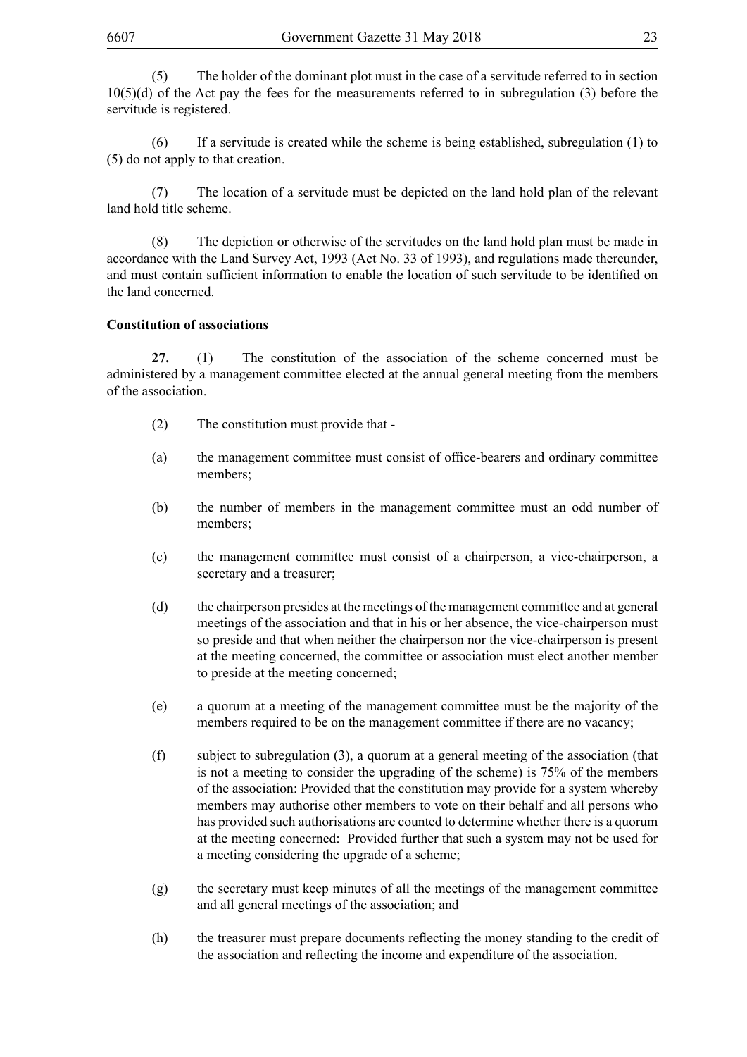(5) The holder of the dominant plot must in the case of a servitude referred to in section 10(5)(d) of the Act pay the fees for the measurements referred to in subregulation (3) before the servitude is registered.

(6) If a servitude is created while the scheme is being established, subregulation (1) to (5) do not apply to that creation.

(7) The location of a servitude must be depicted on the land hold plan of the relevant land hold title scheme.

(8) The depiction or otherwise of the servitudes on the land hold plan must be made in accordance with the Land Survey Act, 1993 (Act No. 33 of 1993), and regulations made thereunder, and must contain sufficient information to enable the location of such servitude to be identified on the land concerned.

**Constitution of associations**

**27.** (1) The constitution of the association of the scheme concerned must be administered by a management committee elected at the annual general meeting from the members of the association.

(2) The constitution must provide that -

(a) the management committee must consist of office-bearers and ordinary committee members;

(b) the number of members in the management committee must an odd number of members;

(c) the management committee must consist of a chairperson, a vice-chairperson, a secretary and a treasurer;

(d) the chairperson presides at the meetings of the management committee and at general meetings of the association and that in his or her absence, the vice-chairperson must so preside and that when neither the chairperson nor the vice-chairperson is present at the meeting concerned, the committee or association must elect another member to preside at the meeting concerned;

(e) a quorum at a meeting of the management committee must be the majority of the members required to be on the management committee if there are no vacancy;

(f) subject to subregulation (3), a quorum at a general meeting of the association (that is not a meeting to consider the upgrading of the scheme) is 75% of the members of the association: Provided that the constitution may provide for a system whereby members may authorise other members to vote on their behalf and all persons who has provided such authorisations are counted to determine whether there is a quorum at the meeting concerned: Provided further that such a system may not be used for a meeting considering the upgrade of a scheme;

(g) the secretary must keep minutes of all the meetings of the management committee and all general meetings of the association; and

(h) the treasurer must prepare documents reflecting the money standing to the credit of the association and reflecting the income and expenditure of the association.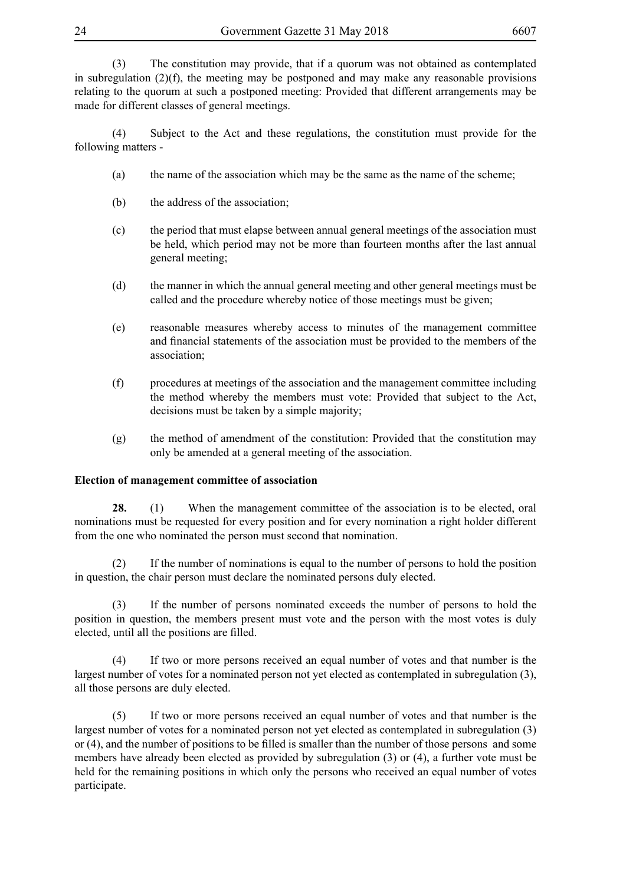(3) The constitution may provide, that if a quorum was not obtained as contemplated in subregulation (2)(f), the meeting may be postponed and may make any reasonable provisions relating to the quorum at such a postponed meeting: Provided that different arrangements may be made for different classes of general meetings.

(4) Subject to the Act and these regulations, the constitution must provide for the following matters -

(a) the name of the association which may be the same as the name of the scheme;

(b) the address of the association;

(c) the period that must elapse between annual general meetings of the association must be held, which period may not be more than fourteen months after the last annual general meeting;

(d) the manner in which the annual general meeting and other general meetings must be called and the procedure whereby notice of those meetings must be given;

(e) reasonable measures whereby access to minutes of the management committee and financial statements of the association must be provided to the members of the association;

(f) procedures at meetings of the association and the management committee including the method whereby the members must vote: Provided that subject to the Act, decisions must be taken by a simple majority;

(g) the method of amendment of the constitution: Provided that the constitution may only be amended at a general meeting of the association.

**Election of management committee of association**

**28.** (1) When the management committee of the association is to be elected, oral nominations must be requested for every position and for every nomination a right holder different from the one who nominated the person must second that nomination.

(2) If the number of nominations is equal to the number of persons to hold the position in question, the chair person must declare the nominated persons duly elected.

(3) If the number of persons nominated exceeds the number of persons to hold the position in question, the members present must vote and the person with the most votes is duly elected, until all the positions are filled.

(4) If two or more persons received an equal number of votes and that number is the largest number of votes for a nominated person not yet elected as contemplated in subregulation (3), all those persons are duly elected.

(5) If two or more persons received an equal number of votes and that number is the largest number of votes for a nominated person not yet elected as contemplated in subregulation (3) or (4), and the number of positions to be filled is smaller than the number of those persons and some members have already been elected as provided by subregulation (3) or (4), a further vote must be held for the remaining positions in which only the persons who received an equal number of votes participate.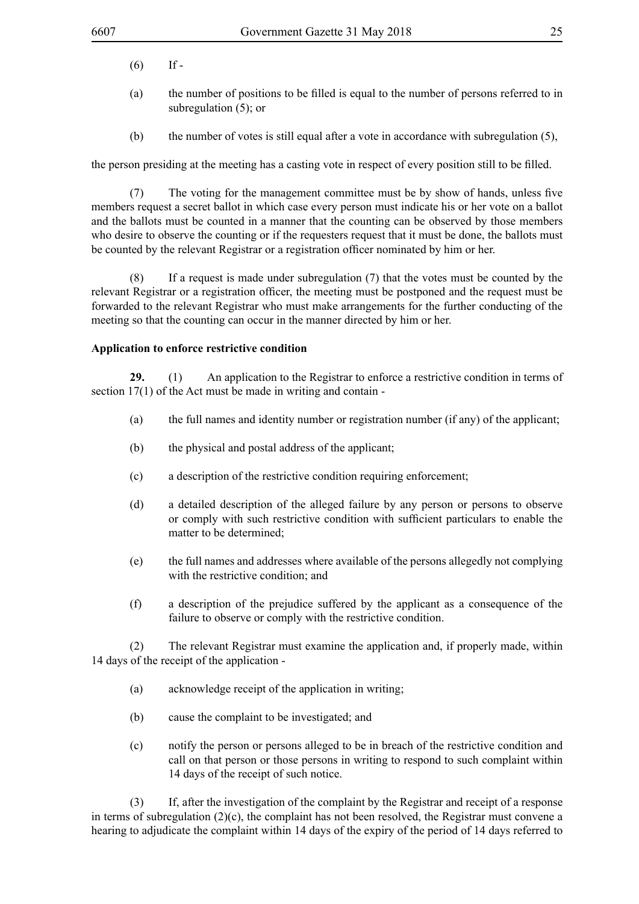(6) If -

(a) the number of positions to be filled is equal to the number of persons referred to in subregulation (5); or

(b) the number of votes is still equal after a vote in accordance with subregulation (5),

the person presiding at the meeting has a casting vote in respect of every position still to be filled.

(7) The voting for the management committee must be by show of hands, unless five members request a secret ballot in which case every person must indicate his or her vote on a ballot and the ballots must be counted in a manner that the counting can be observed by those members who desire to observe the counting or if the requesters request that it must be done, the ballots must be counted by the relevant Registrar or a registration officer nominated by him or her.

(8) If a request is made under subregulation (7) that the votes must be counted by the relevant Registrar or a registration officer, the meeting must be postponed and the request must be forwarded to the relevant Registrar who must make arrangements for the further conducting of the meeting so that the counting can occur in the manner directed by him or her.

**Application to enforce restrictive condition**

**29.** (1) An application to the Registrar to enforce a restrictive condition in terms of section 17(1) of the Act must be made in writing and contain -

(a) the full names and identity number or registration number (if any) of the applicant;

(b) the physical and postal address of the applicant;

(c) a description of the restrictive condition requiring enforcement;

(d) a detailed description of the alleged failure by any person or persons to observe or comply with such restrictive condition with sufficient particulars to enable the matter to be determined;

(e) the full names and addresses where available of the persons allegedly not complying with the restrictive condition; and

(f) a description of the prejudice suffered by the applicant as a consequence of the failure to observe or comply with the restrictive condition.

(2) The relevant Registrar must examine the application and, if properly made, within 14 days of the receipt of the application -

(a) acknowledge receipt of the application in writing;

(b) cause the complaint to be investigated; and

(c) notify the person or persons alleged to be in breach of the restrictive condition and call on that person or those persons in writing to respond to such complaint within 14 days of the receipt of such notice.

(3) If, after the investigation of the complaint by the Registrar and receipt of a response in terms of subregulation (2)(c), the complaint has not been resolved, the Registrar must convene a hearing to adjudicate the complaint within 14 days of the expiry of the period of 14 days referred to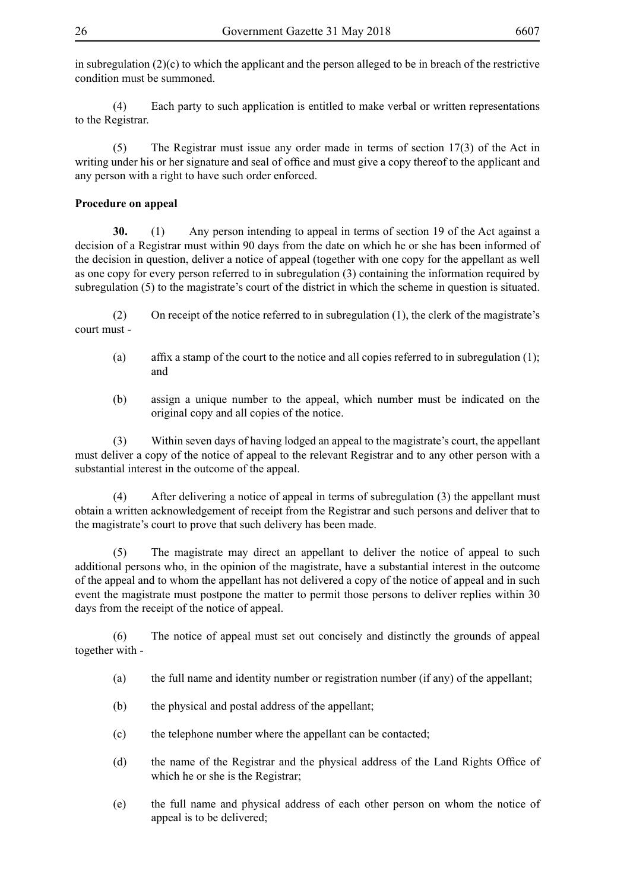in subregulation (2)(c) to which the applicant and the person alleged to be in breach of the restrictive condition must be summoned.

(4) Each party to such application is entitled to make verbal or written representations to the Registrar.

(5) The Registrar must issue any order made in terms of section 17(3) of the Act in writing under his or her signature and seal of office and must give a copy thereof to the applicant and any person with a right to have such order enforced.

**Procedure on appeal**

**30.** (1) Any person intending to appeal in terms of section 19 of the Act against a decision of a Registrar must within 90 days from the date on which he or she has been informed of the decision in question, deliver a notice of appeal (together with one copy for the appellant as well as one copy for every person referred to in subregulation (3) containing the information required by subregulation (5) to the magistrate's court of the district in which the scheme in question is situated.

(2) On receipt of the notice referred to in subregulation (1), the clerk of the magistrate's court must -

(a) affix a stamp of the court to the notice and all copies referred to in subregulation (1); and

(b) assign a unique number to the appeal, which number must be indicated on the original copy and all copies of the notice.

(3) Within seven days of having lodged an appeal to the magistrate's court, the appellant must deliver a copy of the notice of appeal to the relevant Registrar and to any other person with a substantial interest in the outcome of the appeal.

(4) After delivering a notice of appeal in terms of subregulation (3) the appellant must obtain a written acknowledgement of receipt from the Registrar and such persons and deliver that to the magistrate's court to prove that such delivery has been made.

(5) The magistrate may direct an appellant to deliver the notice of appeal to such additional persons who, in the opinion of the magistrate, have a substantial interest in the outcome of the appeal and to whom the appellant has not delivered a copy of the notice of appeal and in such event the magistrate must postpone the matter to permit those persons to deliver replies within 30 days from the receipt of the notice of appeal.

(6) The notice of appeal must set out concisely and distinctly the grounds of appeal together with -

(a) the full name and identity number or registration number (if any) of the appellant;

(b) the physical and postal address of the appellant;

(c) the telephone number where the appellant can be contacted;

(d) the name of the Registrar and the physical address of the Land Rights Office of which he or she is the Registrar;

(e) the full name and physical address of each other person on whom the notice of appeal is to be delivered;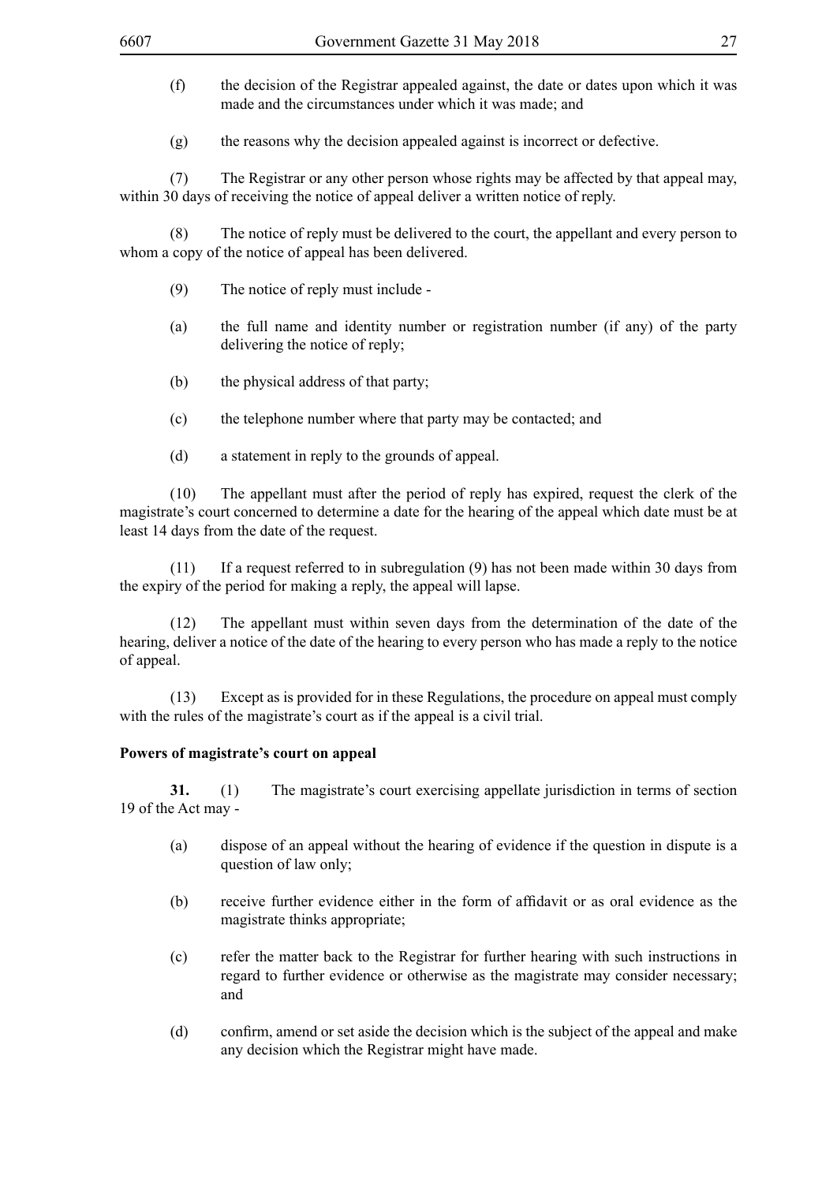(f) the decision of the Registrar appealed against, the date or dates upon which it was made and the circumstances under which it was made; and

(g) the reasons why the decision appealed against is incorrect or defective.

(7) The Registrar or any other person whose rights may be affected by that appeal may, within 30 days of receiving the notice of appeal deliver a written notice of reply.

(8) The notice of reply must be delivered to the court, the appellant and every person to whom a copy of the notice of appeal has been delivered.

(9) The notice of reply must include -

(a) the full name and identity number or registration number (if any) of the party delivering the notice of reply;

(b) the physical address of that party;

(c) the telephone number where that party may be contacted; and

(d) a statement in reply to the grounds of appeal.

(10) The appellant must after the period of reply has expired, request the clerk of the magistrate's court concerned to determine a date for the hearing of the appeal which date must be at least 14 days from the date of the request.

(11) If a request referred to in subregulation (9) has not been made within 30 days from the expiry of the period for making a reply, the appeal will lapse.

(12) The appellant must within seven days from the determination of the date of the hearing, deliver a notice of the date of the hearing to every person who has made a reply to the notice of appeal.

(13) Except as is provided for in these Regulations, the procedure on appeal must comply with the rules of the magistrate's court as if the appeal is a civil trial.

**Powers of magistrate's court on appeal**

**31.** (1) The magistrate's court exercising appellate jurisdiction in terms of section 19 of the Act may -

(a) dispose of an appeal without the hearing of evidence if the question in dispute is a question of law only;

(b) receive further evidence either in the form of affidavit or as oral evidence as the magistrate thinks appropriate;

(c) refer the matter back to the Registrar for further hearing with such instructions in regard to further evidence or otherwise as the magistrate may consider necessary; and

(d) confirm, amend or set aside the decision which is the subject of the appeal and make any decision which the Registrar might have made.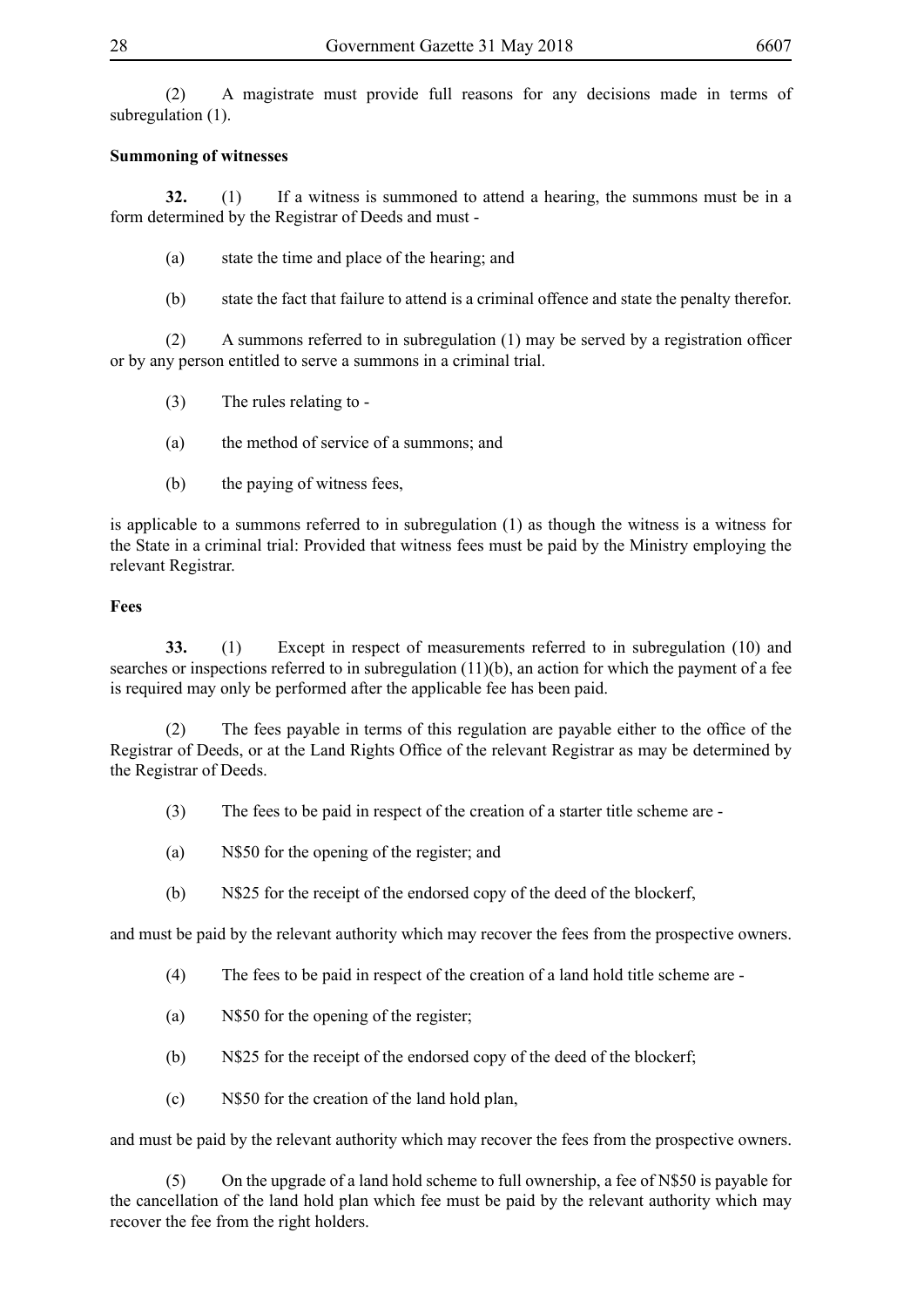(2) A magistrate must provide full reasons for any decisions made in terms of subregulation (1).

**Summoning of witnesses**

**32.** (1) If a witness is summoned to attend a hearing, the summons must be in a form determined by the Registrar of Deeds and must -

(a) state the time and place of the hearing; and

(b) state the fact that failure to attend is a criminal offence and state the penalty therefor.

(2) A summons referred to in subregulation (1) may be served by a registration officer or by any person entitled to serve a summons in a criminal trial.

(3) The rules relating to -

(a) the method of service of a summons; and

(b) the paying of witness fees,

is applicable to a summons referred to in subregulation (1) as though the witness is a witness for the State in a criminal trial: Provided that witness fees must be paid by the Ministry employing the relevant Registrar.

**Fees**

**33.** (1) Except in respect of measurements referred to in subregulation (10) and searches or inspections referred to in subregulation (11)(b), an action for which the payment of a fee is required may only be performed after the applicable fee has been paid.

(2) The fees payable in terms of this regulation are payable either to the office of the Registrar of Deeds, or at the Land Rights Office of the relevant Registrar as may be determined by the Registrar of Deeds.

(3) The fees to be paid in respect of the creation of a starter title scheme are -

(a) N$50 for the opening of the register; and

(b) N$25 for the receipt of the endorsed copy of the deed of the blockerf,

and must be paid by the relevant authority which may recover the fees from the prospective owners.

(4) The fees to be paid in respect of the creation of a land hold title scheme are -

(a) N$50 for the opening of the register;

(b) N$25 for the receipt of the endorsed copy of the deed of the blockerf;

(c) N$50 for the creation of the land hold plan,

and must be paid by the relevant authority which may recover the fees from the prospective owners.

(5) On the upgrade of a land hold scheme to full ownership, a fee of N$50 is payable for the cancellation of the land hold plan which fee must be paid by the relevant authority which may recover the fee from the right holders.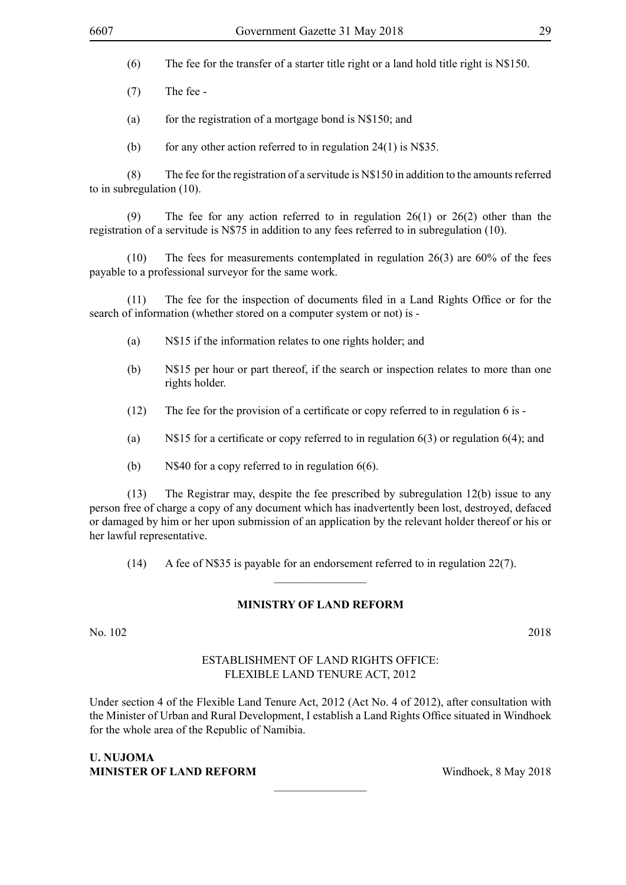(6) The fee for the transfer of a starter title right or a land hold title right is N$150.

(7) The fee -

(a) for the registration of a mortgage bond is N$150; and

(b) for any other action referred to in regulation 24(1) is N$35.

(8) The fee for the registration of a servitude is N$150 in addition to the amounts referred to in subregulation (10).

(9) The fee for any action referred to in regulation 26(1) or 26(2) other than the registration of a servitude is N$75 in addition to any fees referred to in subregulation (10).

(10) The fees for measurements contemplated in regulation 26(3) are 60% of the fees payable to a professional surveyor for the same work.

(11) The fee for the inspection of documents filed in a Land Rights Office or for the search of information (whether stored on a computer system or not) is -

(a) N$15 if the information relates to one rights holder; and

(b) N$15 per hour or part thereof, if the search or inspection relates to more than one rights holder.

(12) The fee for the provision of a certificate or copy referred to in regulation 6 is -

(a) N$15 for a certificate or copy referred to in regulation 6(3) or regulation 6(4); and

(b) N$40 for a copy referred to in regulation 6(6).

(13) The Registrar may, despite the fee prescribed by subregulation 12(b) issue to any person free of charge a copy of any document which has inadvertently been lost, destroyed, defaced or damaged by him or her upon submission of an application by the relevant holder thereof or his or her lawful representative.

(14) A fee of N$35 is payable for an endorsement referred to in regulation 22(7).

---

## MINISTRY OF LAND REFORM

No. 102 2018

### ESTABLISHMENT OF LAND RIGHTS OFFICE: FLEXIBLE LAND TENURE ACT, 2012

Under section 4 of the Flexible Land Tenure Act, 2012 (Act No. 4 of 2012), after consultation with the Minister of Urban and Rural Development, I establish a Land Rights Office situated in Windhoek for the whole area of the Republic of Namibia.

**U. NUJOMA**
**MINISTER OF LAND REFORM** Windhoek, 8 May 2018

---